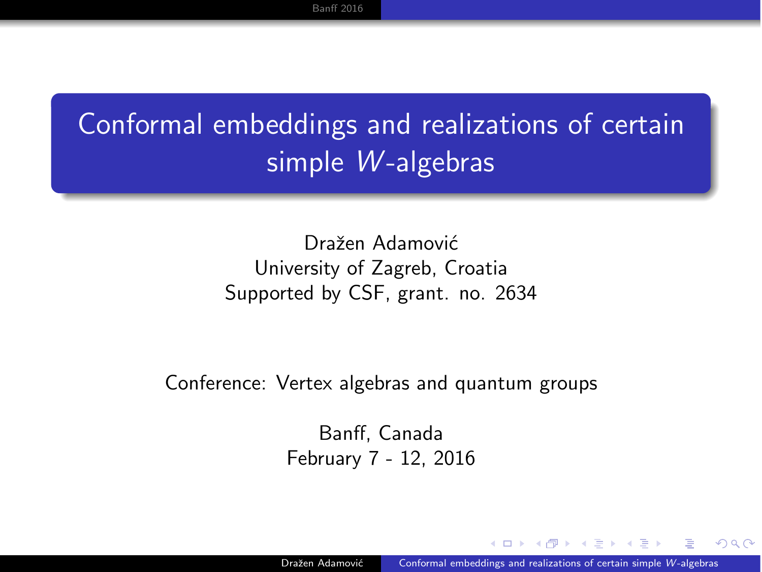# Conformal embeddings and realizations of certain simple $W$-algebras

Dražen Adamović
University of Zagreb, Croatia
Supported by CSF, grant. no. 2634

Conference: Vertex algebras and quantum groups

Banff, Canada
February 7 - 12, 2016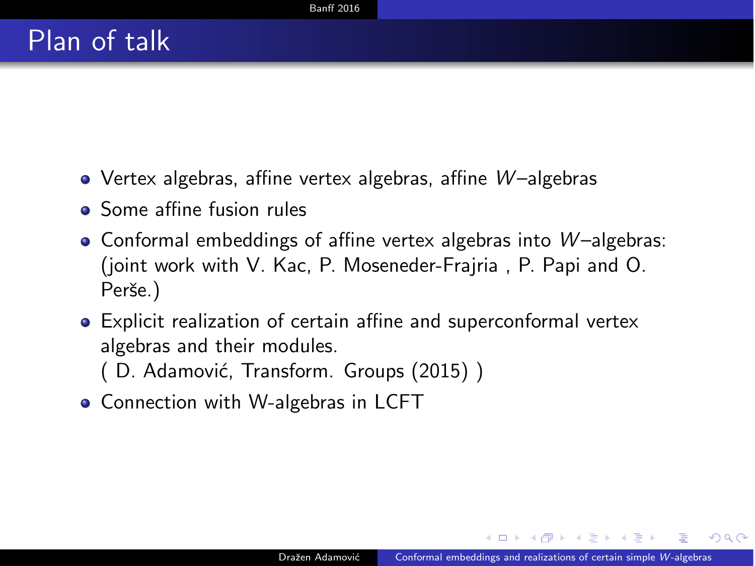# Plan of talk

- Vertex algebras, affine vertex algebras, affine $W$–algebras
- Some affine fusion rules
- Conformal embeddings of affine vertex algebras into $W$–algebras: (joint work with V. Kac, P. Moseneder-Frajria , P. Papi and O. Perše.)
- Explicit realization of certain affine and superconformal vertex algebras and their modules.
  ( D. Adamović, Transform. Groups (2015) )
- Connection with W-algebras in LCFT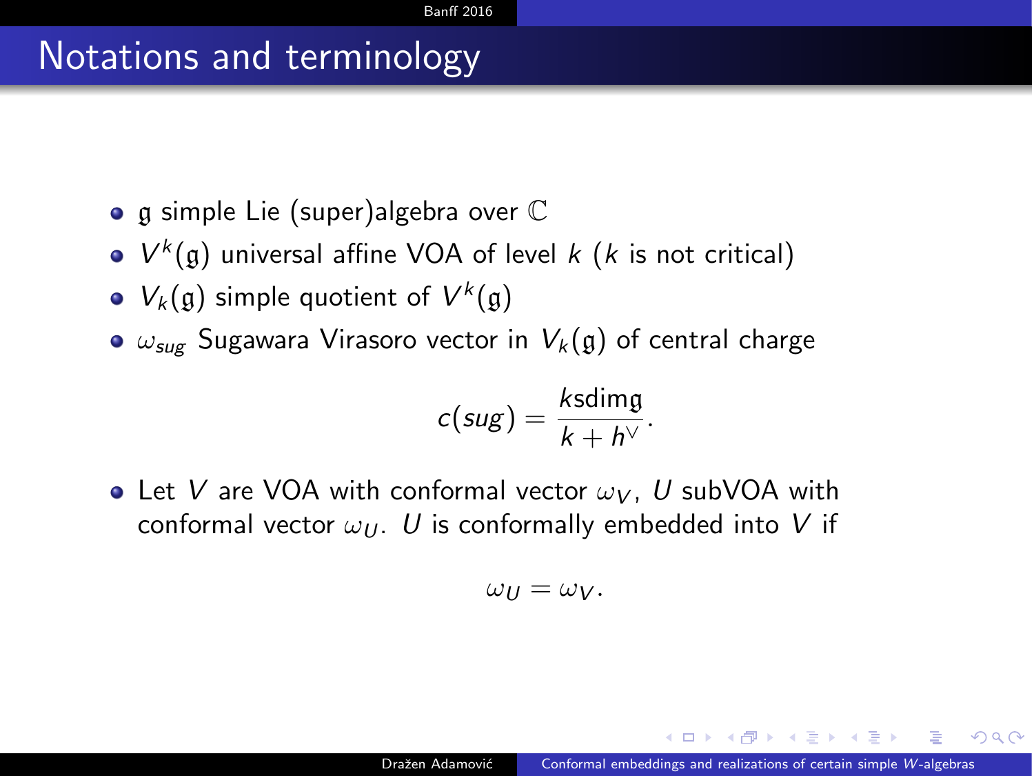# Notations and terminology

- $\mathfrak{g}$ simple Lie (super)algebra over $\mathbb{C}$
- $V^k(\mathfrak{g})$ universal affine VOA of level $k$ ($k$ is not critical)
- $V_k(\mathfrak{g})$ simple quotient of $V^k(\mathfrak{g})$
- $\omega_{sug}$ Sugawara Virasoro vector in $V_k(\mathfrak{g})$ of central charge

$$c(sug) = \frac{k \operatorname{sdim} \mathfrak{g}}{k + h^\vee}.$$

- Let $V$ are VOA with conformal vector $\omega_V$, $U$ subVOA with conformal vector $\omega_U$. $U$ is conformally embedded into $V$ if

$$\omega_U = \omega_V.$$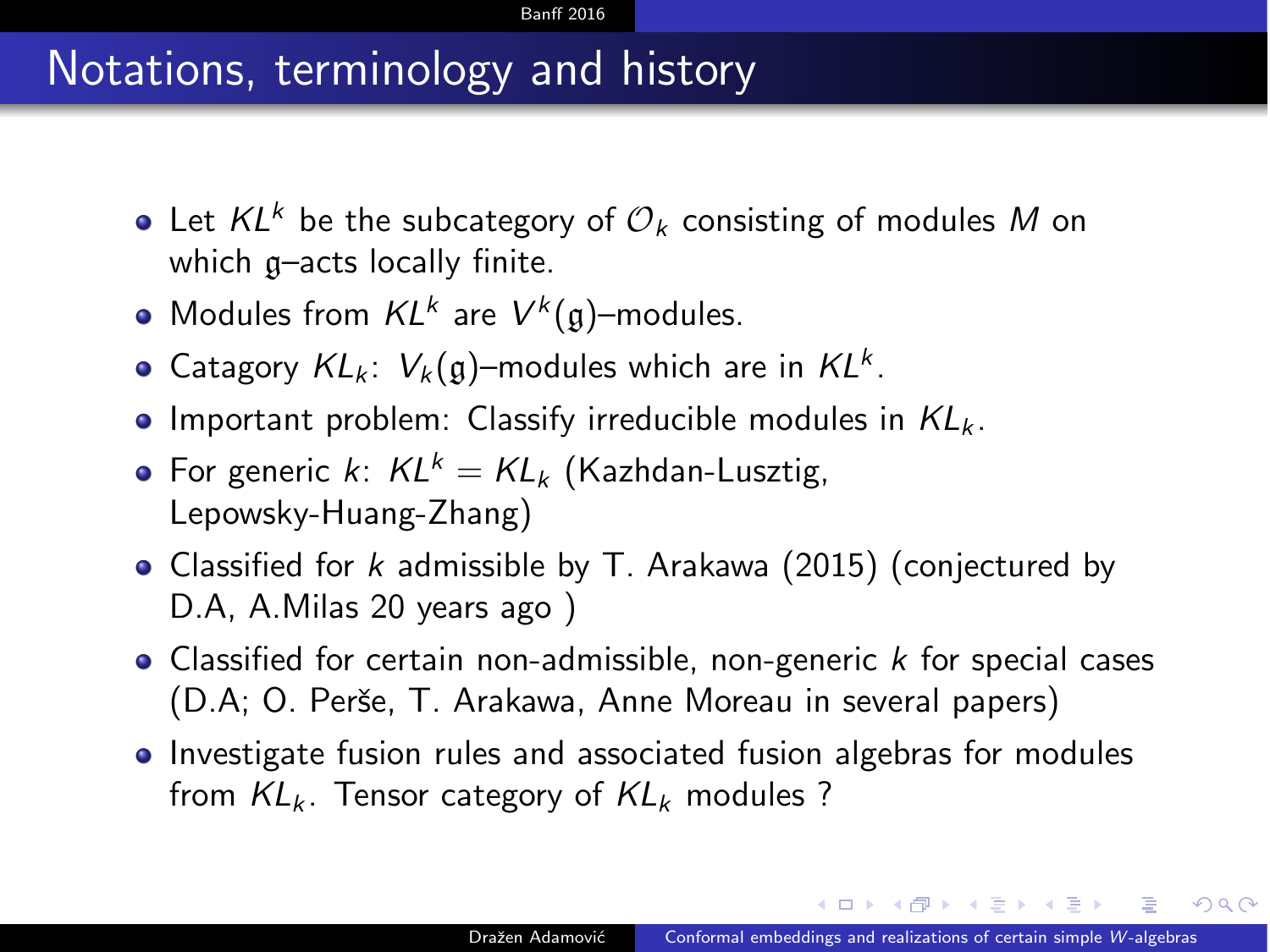# Notations, terminology and history

- Let $KL^k$ be the subcategory of $\mathcal{O}_k$ consisting of modules $M$ on which $\mathfrak{g}$–acts locally finite.
- Modules from $KL^k$ are $V^k(\mathfrak{g})$–modules.
- Catagory $KL_k$: $V_k(\mathfrak{g})$–modules which are in $KL^k$.
- Important problem: Classify irreducible modules in $KL_k$.
- For generic $k$: $KL^k = KL_k$ (Kazhdan-Lusztig, Lepowsky-Huang-Zhang)
- Classified for $k$ admissible by T. Arakawa (2015) (conjectured by D.A, A.Milas 20 years ago )
- Classified for certain non-admissible, non-generic $k$ for special cases (D.A; O. Perše, T. Arakawa, Anne Moreau in several papers)
- Investigate fusion rules and associated fusion algebras for modules from $KL_k$. Tensor category of $KL_k$ modules ?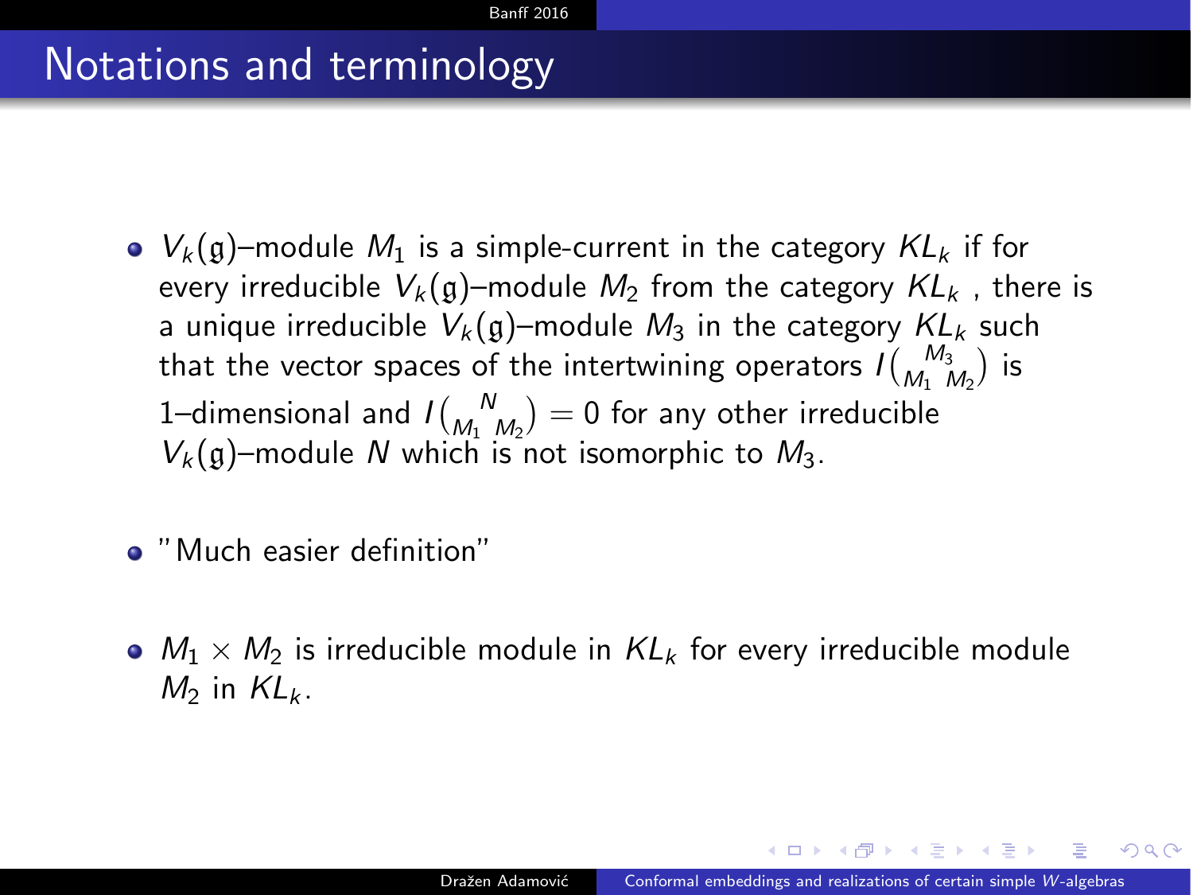# Notations and terminology

- $V_k(\mathfrak{g})$–module $M_1$ is a simple-current in the category $KL_k$ if for every irreducible $V_k(\mathfrak{g})$–module $M_2$ from the category $KL_k$ , there is a unique irreducible $V_k(\mathfrak{g})$–module $M_3$ in the category $KL_k$ such that the vector spaces of the intertwining operators $I\binom{M_3}{M_1 \ M_2}$ is 1–dimensional and $I\binom{N}{M_1 \ M_2} = 0$ for any other irreducible $V_k(\mathfrak{g})$–module $N$ which is not isomorphic to $M_3$.

- "Much easier definition"

- $M_1 \times M_2$ is irreducible module in $KL_k$ for every irreducible module $M_2$ in $KL_k$.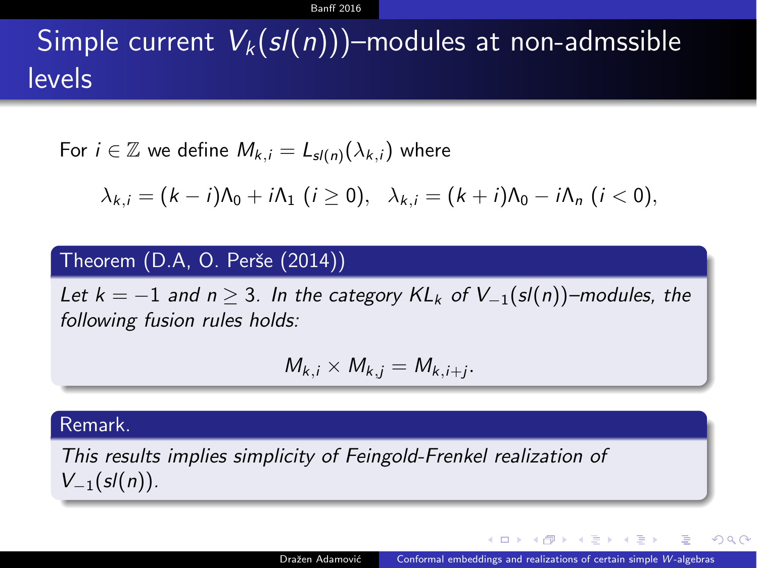# Simple current $V_k(sl(n))$–modules at non-admssible levels

For $i \in \mathbb{Z}$ we define $M_{k,i} = L_{sl(n)}(\lambda_{k,i})$ where

$$\lambda_{k,i} = (k-i)\Lambda_0 + i\Lambda_1 \ (i \geq 0), \quad \lambda_{k,i} = (k+i)\Lambda_0 - i\Lambda_n \ (i < 0),$$

**Theorem (D.A, O. Perše (2014))**

*Let $k = -1$ and $n \geq 3$. In the category $KL_k$ of $V_{-1}(sl(n))$–modules, the following fusion rules holds:*

$$M_{k,i} \times M_{k,j} = M_{k,i+j}.$$

**Remark.**

*This results implies simplicity of Feingold-Frenkel realization of $V_{-1}(sl(n))$.*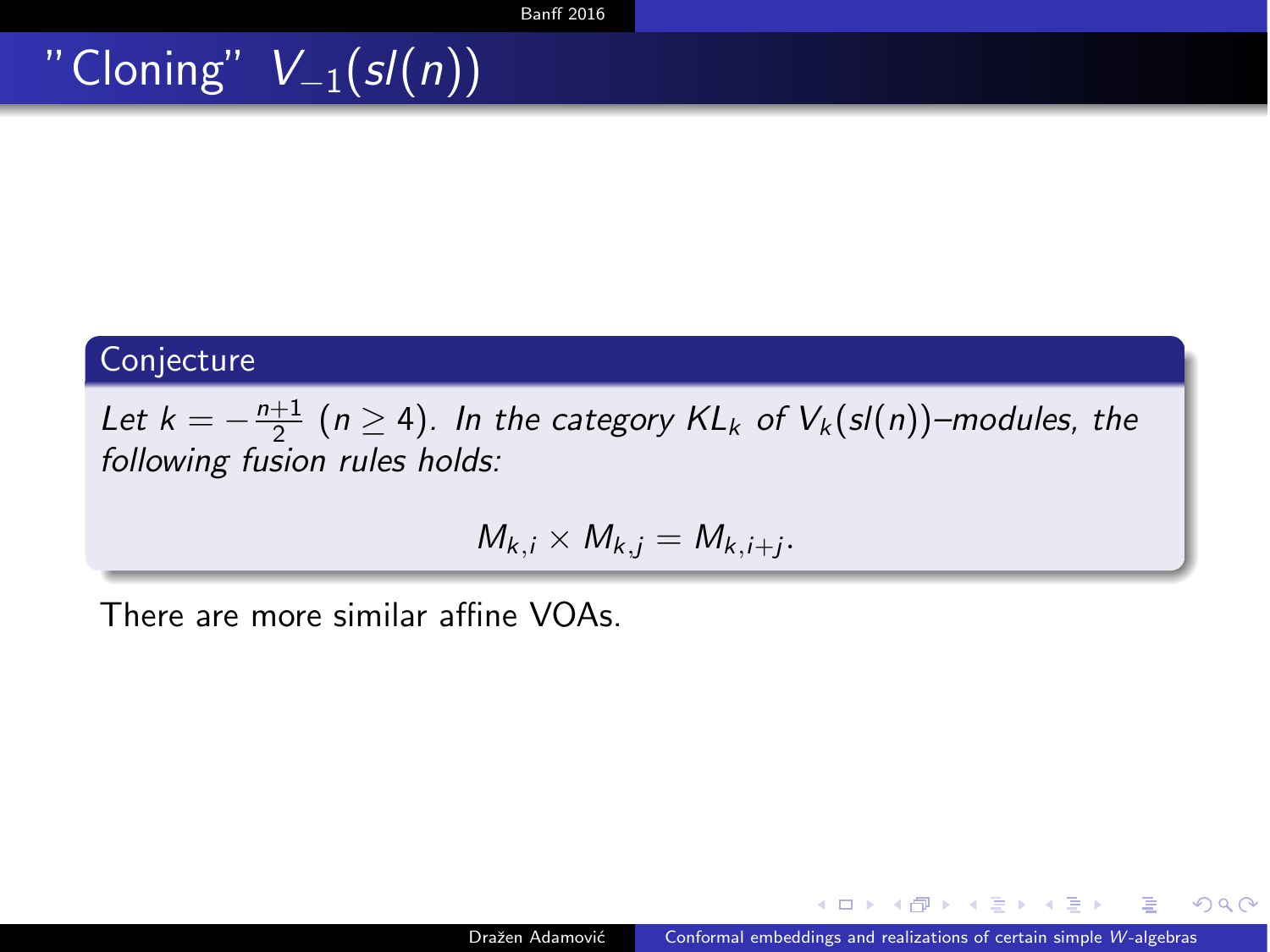# "Cloning" $V_{-1}(sl(n))$

**Conjecture**

*Let $k = -\frac{n+1}{2}$ $(n \geq 4)$. In the category $KL_k$ of $V_k(sl(n))$–modules, the following fusion rules holds:*

$$M_{k,i} \times M_{k,j} = M_{k,i+j}.$$

There are more similar affine VOAs.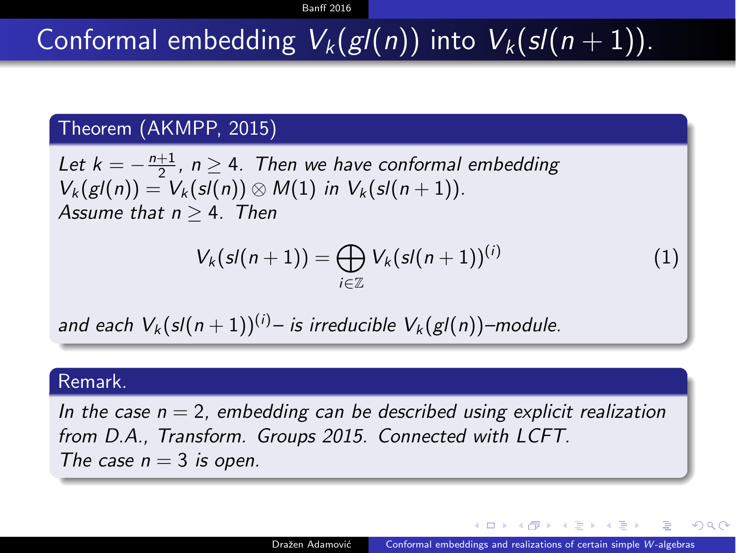# Conformal embedding $V_k(gl(n))$ into $V_k(sl(n+1))$.

**Theorem (AKMPP, 2015)**

*Let $k = -\frac{n+1}{2}$, $n \geq 4$. Then we have conformal embedding $V_k(gl(n)) = V_k(sl(n)) \otimes M(1)$ in $V_k(sl(n+1))$.*
*Assume that $n \geq 4$. Then*

$$V_k(sl(n+1)) = \bigoplus_{i \in \mathbb{Z}} V_k(sl(n+1))^{(i)} \tag{1}$$

*and each $V_k(sl(n+1))^{(i)}$– is irreducible $V_k(gl(n))$–module.*

**Remark.**

*In the case $n = 2$, embedding can be described using explicit realization from D.A., Transform. Groups 2015. Connected with LCFT.*
*The case $n = 3$ is open.*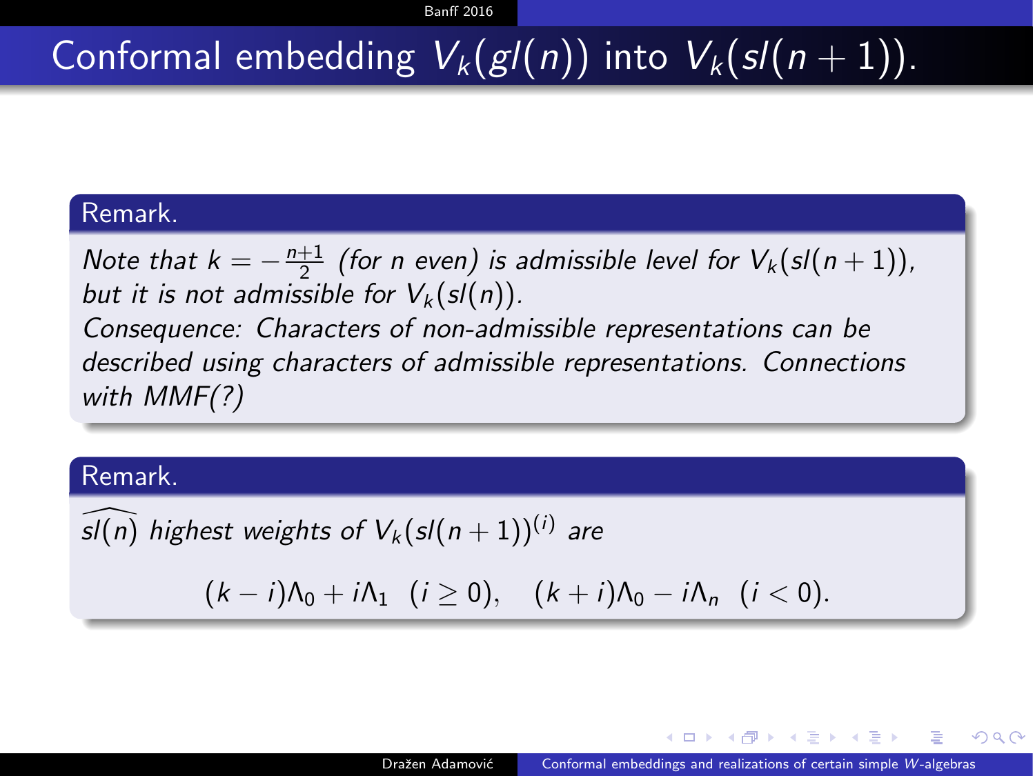# Conformal embedding $V_k(gl(n))$ into $V_k(sl(n+1))$.

**Remark.**

*Note that $k = -\frac{n+1}{2}$ (for $n$ even) is admissible level for $V_k(sl(n+1))$, but it is not admissible for $V_k(sl(n))$.*
*Consequence: Characters of non-admissible representations can be described using characters of admissible representations. Connections with MMF(?)*

**Remark.**

*$\widehat{sl(n)}$ highest weights of $V_k(sl(n+1))^{(i)}$ are*

$$(k-i)\Lambda_0 + i\Lambda_1 \quad (i \geq 0), \qquad (k+i)\Lambda_0 - i\Lambda_n \quad (i < 0).$$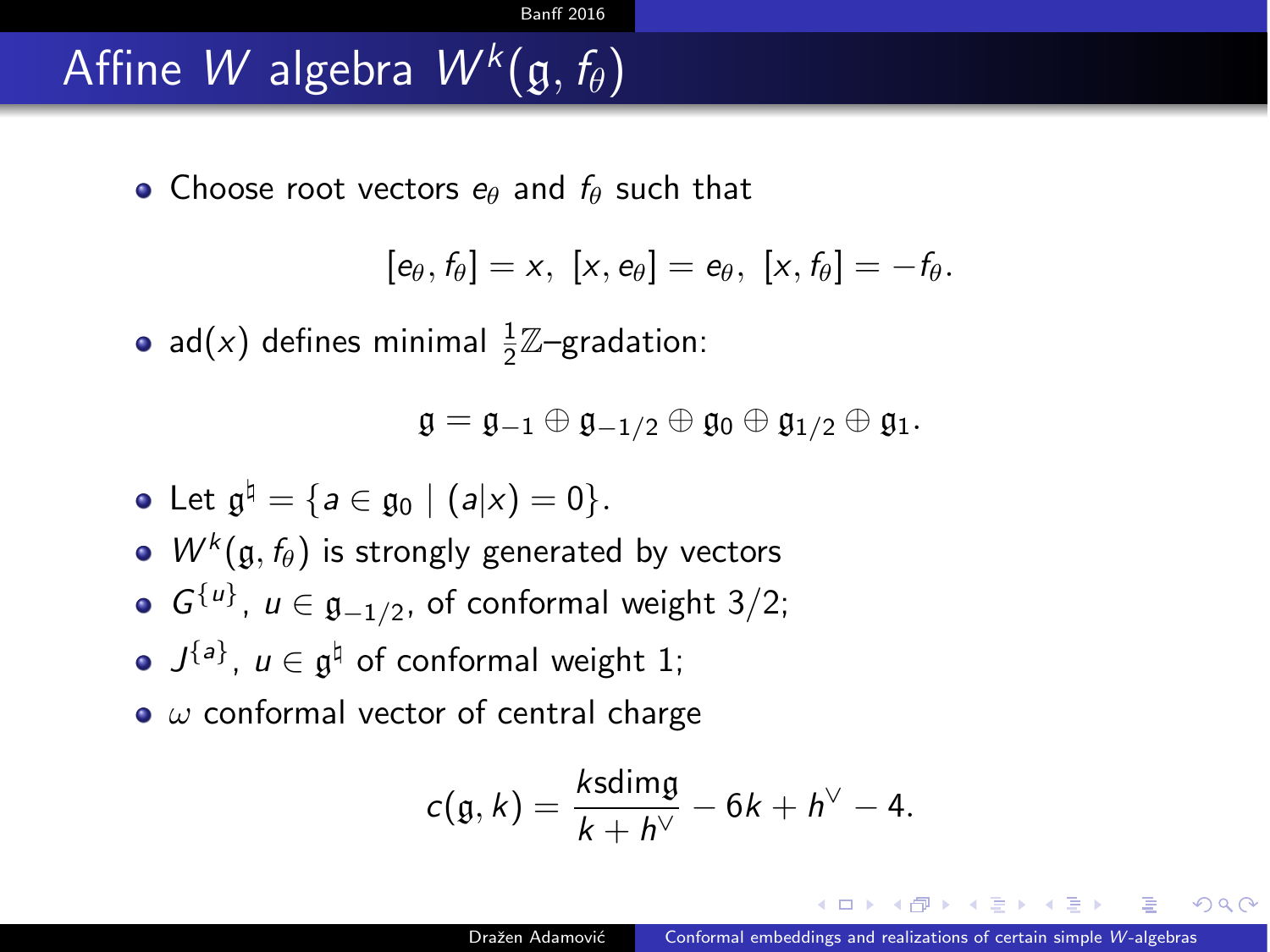# Affine $W$ algebra $W^k(\mathfrak{g}, f_\theta)$

- Choose root vectors $e_\theta$ and $f_\theta$ such that

$$[e_\theta, f_\theta] = x, \ [x, e_\theta] = e_\theta, \ [x, f_\theta] = -f_\theta.$$

- $\mathrm{ad}(x)$ defines minimal $\frac{1}{2}\mathbb{Z}$–gradation:

$$\mathfrak{g} = \mathfrak{g}_{-1} \oplus \mathfrak{g}_{-1/2} \oplus \mathfrak{g}_0 \oplus \mathfrak{g}_{1/2} \oplus \mathfrak{g}_1.$$

- Let $\mathfrak{g}^\natural = \{a \in \mathfrak{g}_0 \mid (a|x) = 0\}$.
- $W^k(\mathfrak{g}, f_\theta)$ is strongly generated by vectors
- $G^{\{u\}}$, $u \in \mathfrak{g}_{-1/2}$, of conformal weight $3/2$;
- $J^{\{a\}}$, $u \in \mathfrak{g}^\natural$ of conformal weight $1$;
- $\omega$ conformal vector of central charge

$$c(\mathfrak{g}, k) = \frac{k \mathrm{sdim} \mathfrak{g}}{k + h^\vee} - 6k + h^\vee - 4.$$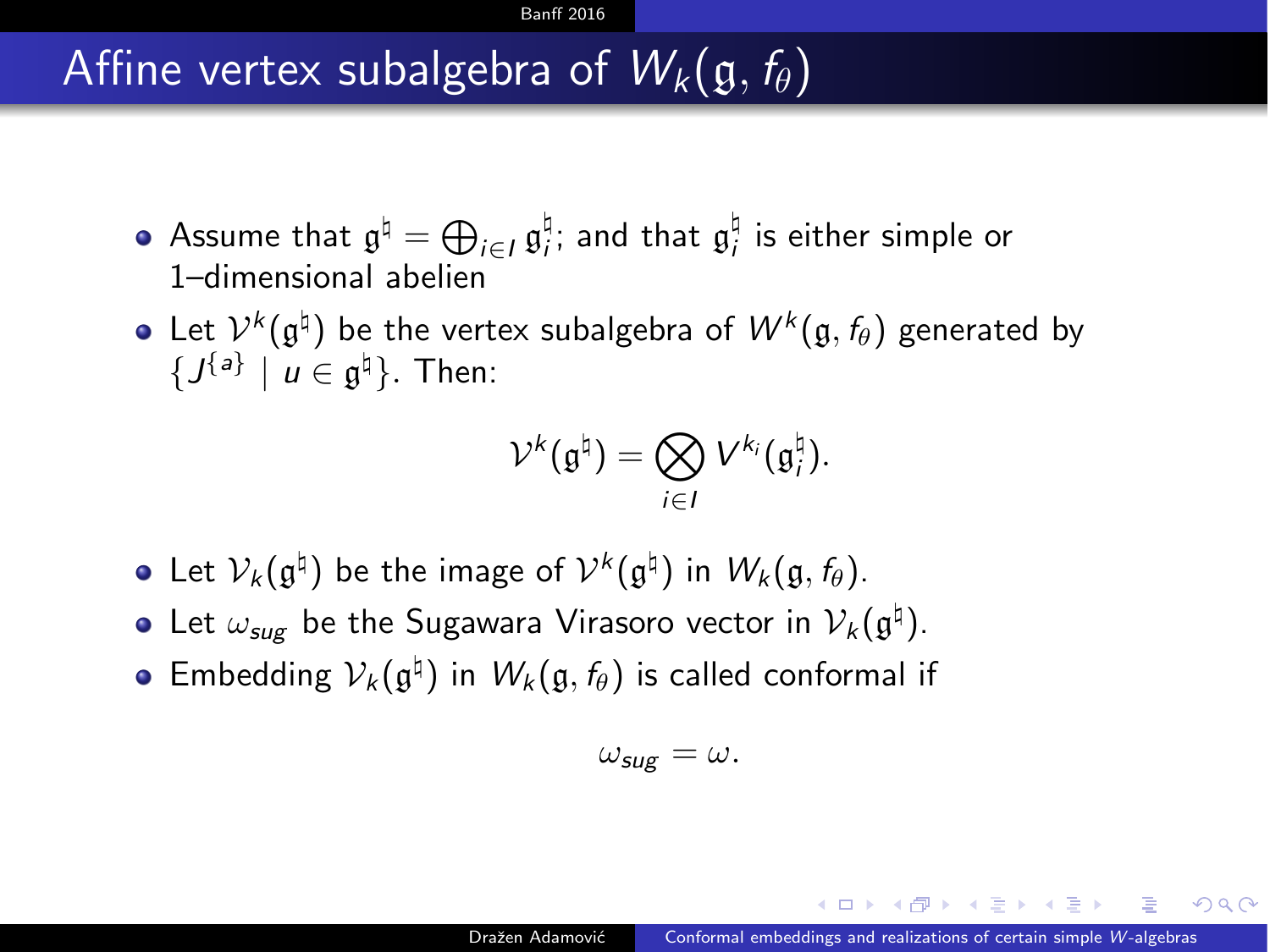# Affine vertex subalgebra of $W_k(\mathfrak{g}, f_\theta)$

- Assume that $\mathfrak{g}^\natural = \bigoplus_{i \in I} \mathfrak{g}_i^\natural$; and that $\mathfrak{g}_i^\natural$ is either simple or 1–dimensional abelien
- Let $\mathcal{V}^k(\mathfrak{g}^\natural)$ be the vertex subalgebra of $W^k(\mathfrak{g}, f_\theta)$ generated by $\{J^{\{a\}} \mid u \in \mathfrak{g}^\natural\}$. Then:

$$\mathcal{V}^k(\mathfrak{g}^\natural) = \bigotimes_{i \in I} V^{k_i}(\mathfrak{g}_i^\natural).$$

- Let $\mathcal{V}_k(\mathfrak{g}^\natural)$ be the image of $\mathcal{V}^k(\mathfrak{g}^\natural)$ in $W_k(\mathfrak{g}, f_\theta)$.
- Let $\omega_{sug}$ be the Sugawara Virasoro vector in $\mathcal{V}_k(\mathfrak{g}^\natural)$.
- Embedding $\mathcal{V}_k(\mathfrak{g}^\natural)$ in $W_k(\mathfrak{g}, f_\theta)$ is called conformal if

$$\omega_{sug} = \omega.$$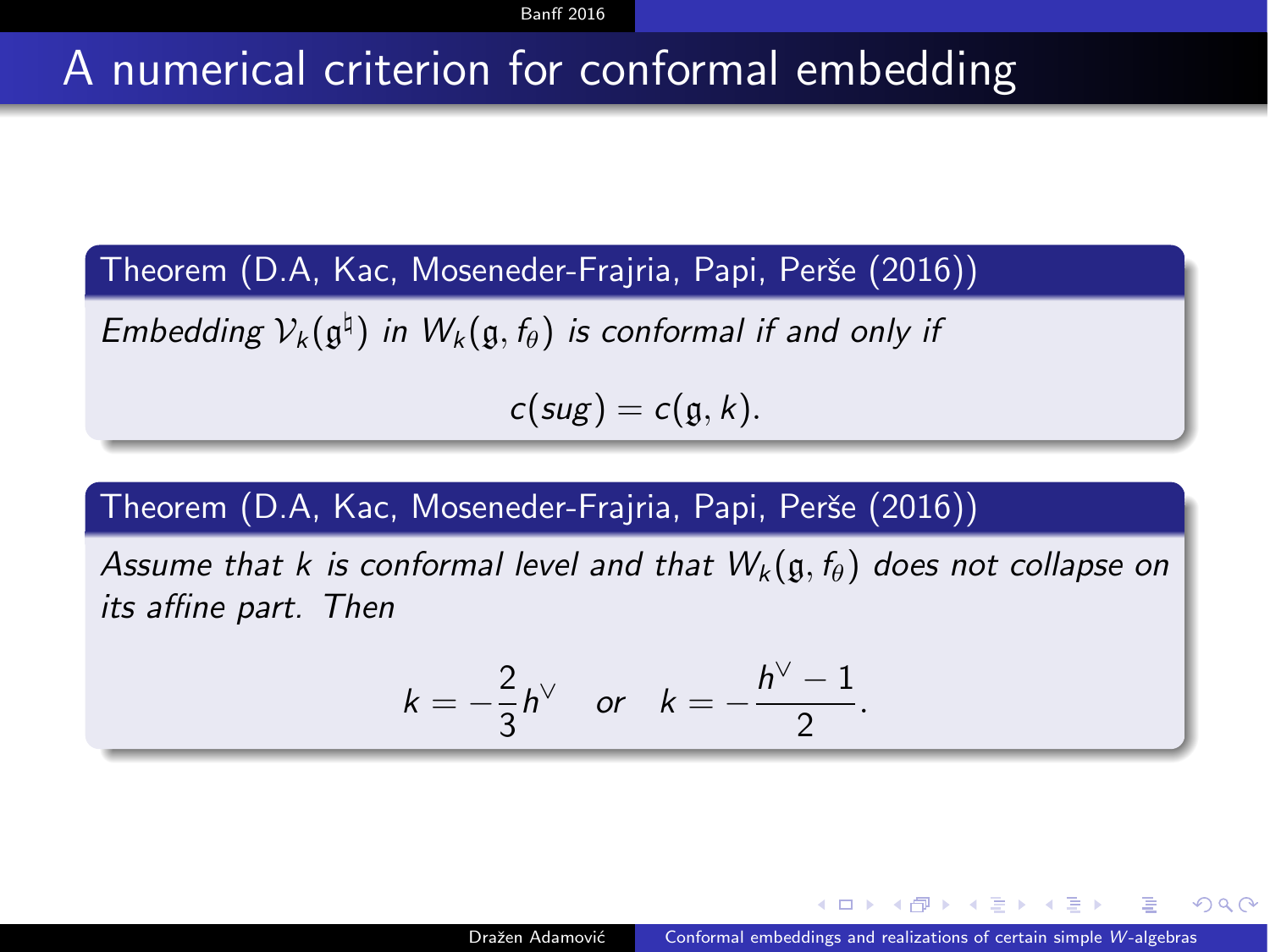# A numerical criterion for conformal embedding

**Theorem (D.A, Kac, Moseneder-Frajria, Papi, Perše (2016))**

*Embedding $\mathcal{V}_k(\mathfrak{g}^\natural)$ in $W_k(\mathfrak{g}, f_\theta)$ is conformal if and only if*

$$c(sug) = c(\mathfrak{g}, k).$$

**Theorem (D.A, Kac, Moseneder-Frajria, Papi, Perše (2016))**

*Assume that $k$ is conformal level and that $W_k(\mathfrak{g}, f_\theta)$ does not collapse on its affine part. Then*

$$k = -\frac{2}{3}h^\vee \quad \text{or} \quad k = -\frac{h^\vee - 1}{2}.$$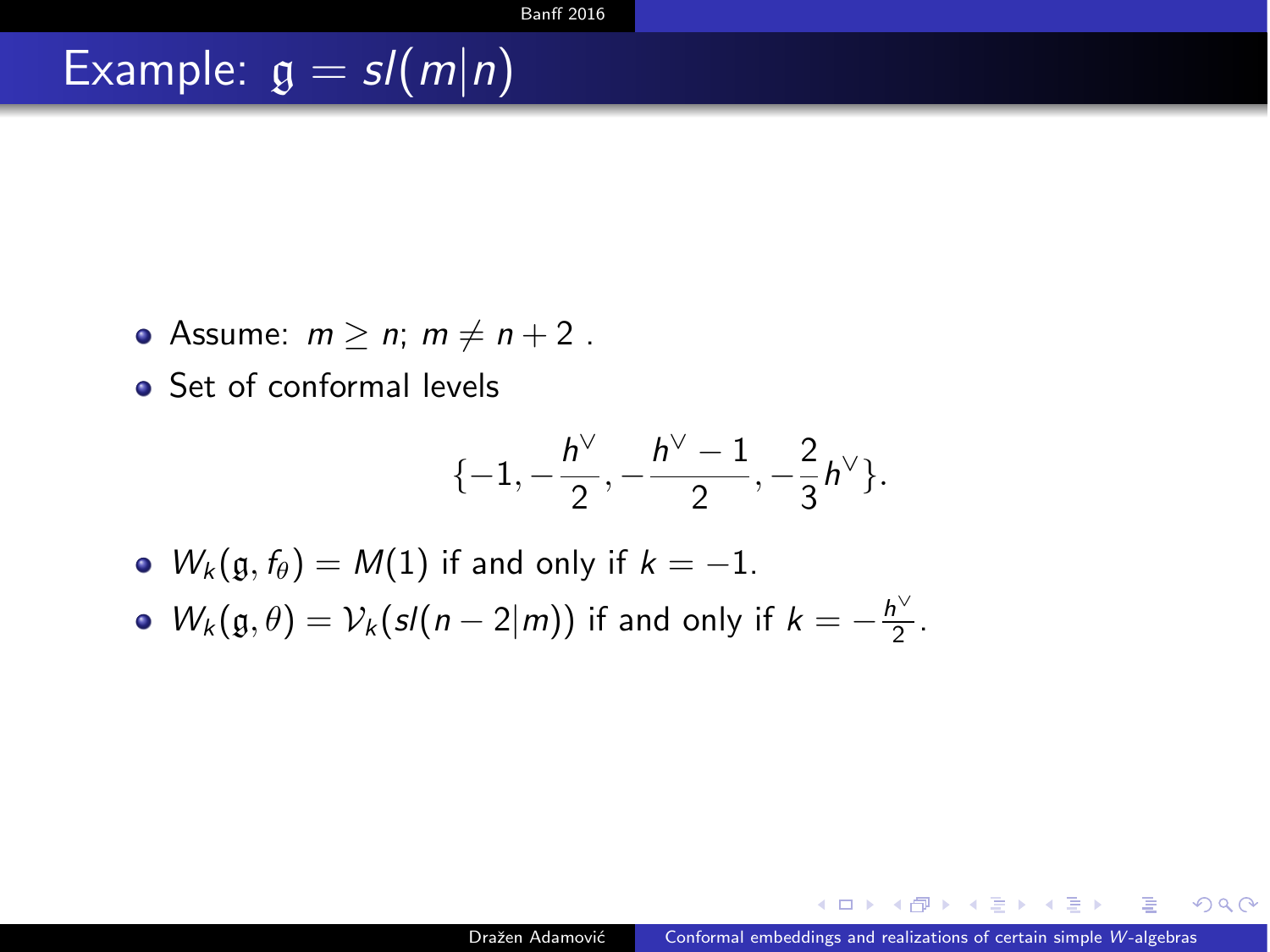# Example: $\mathfrak{g} = sl(m|n)$

- Assume: $m \geq n$; $m \neq n + 2$ .
- Set of conformal levels

$$\{-1, -\frac{h^\vee}{2}, -\frac{h^\vee - 1}{2}, -\frac{2}{3}h^\vee\}.$$

- $W_k(\mathfrak{g}, f_\theta) = M(1)$ if and only if $k = -1$.
- $W_k(\mathfrak{g}, \theta) = \mathcal{V}_k(sl(n-2|m))$ if and only if $k = -\frac{h^\vee}{2}$.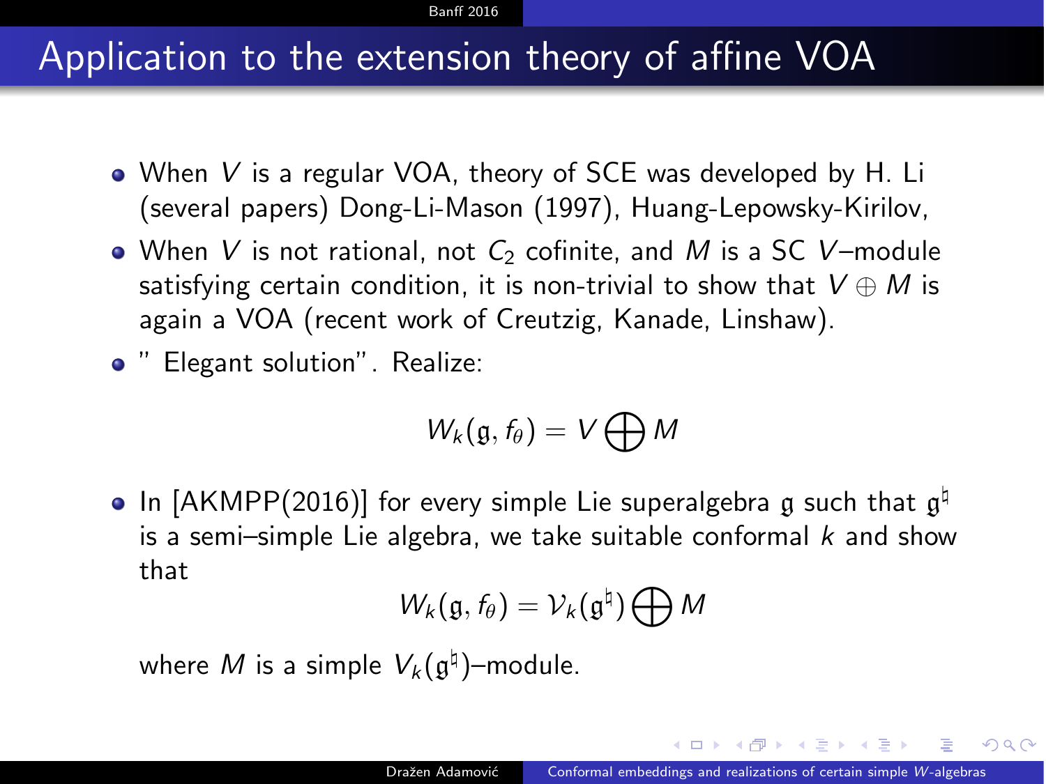# Application to the extension theory of affine VOA

- When $V$ is a regular VOA, theory of SCE was developed by H. Li (several papers) Dong-Li-Mason (1997), Huang-Lepowsky-Kirilov,
- When $V$ is not rational, not $C_2$ cofinite, and $M$ is a SC $V$–module satisfying certain condition, it is non-trivial to show that $V \oplus M$ is again a VOA (recent work of Creutzig, Kanade, Linshaw).
- " Elegant solution". Realize:

$$W_k(\mathfrak{g}, f_\theta) = V \bigoplus M$$

- In [AKMPP(2016)] for every simple Lie superalgebra $\mathfrak{g}$ such that $\mathfrak{g}^\natural$ is a semi–simple Lie algebra, we take suitable conformal $k$ and show that

$$W_k(\mathfrak{g}, f_\theta) = \mathcal{V}_k(\mathfrak{g}^\natural) \bigoplus M$$

where $M$ is a simple $V_k(\mathfrak{g}^\natural)$–module.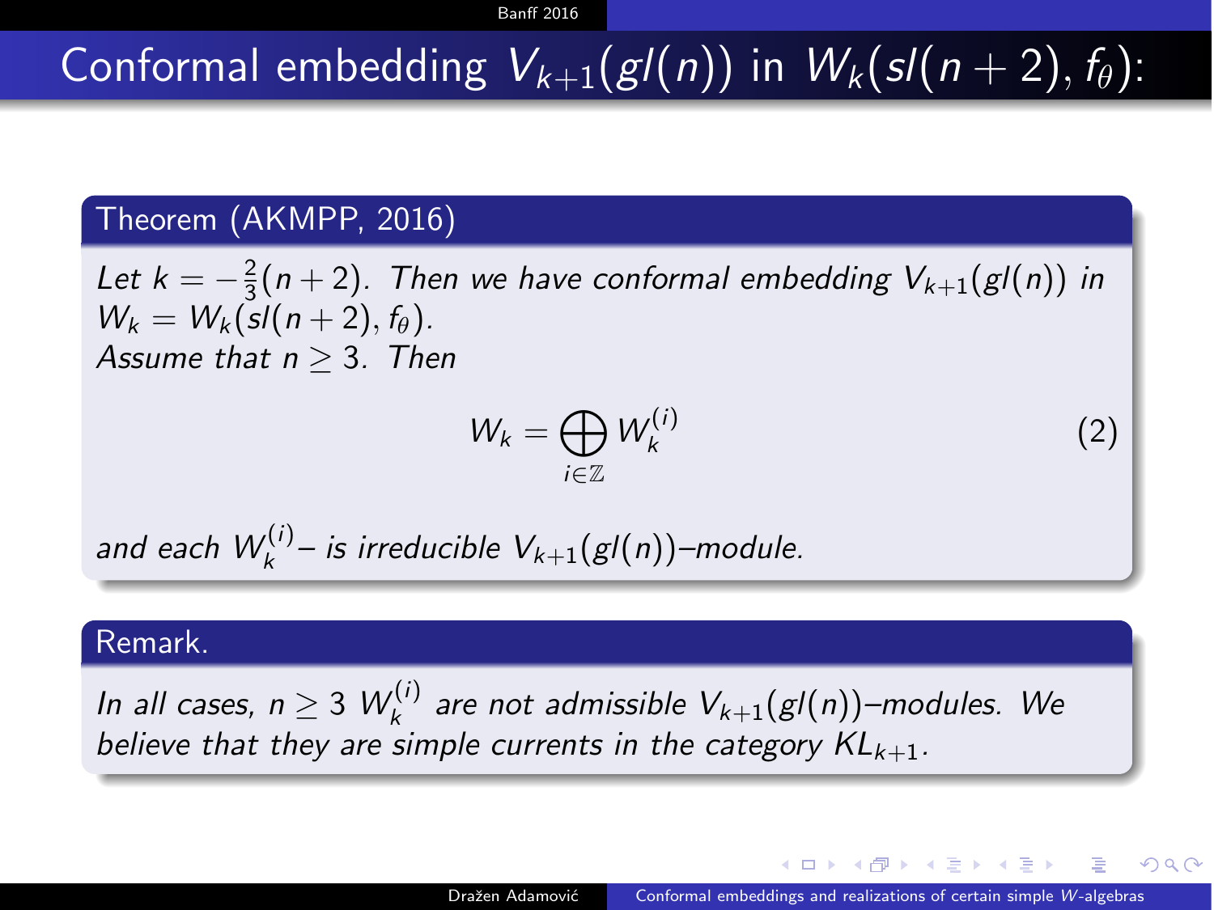# Conformal embedding $V_{k+1}(gl(n))$ in $W_k(sl(n+2), f_\theta)$:

**Theorem (AKMPP, 2016)**

*Let $k = -\frac{2}{3}(n+2)$. Then we have conformal embedding $V_{k+1}(gl(n))$ in $W_k = W_k(sl(n+2), f_\theta)$.*
*Assume that $n \geq 3$. Then*

$$W_k = \bigoplus_{i \in \mathbb{Z}} W_k^{(i)} \tag{2}$$

*and each $W_k^{(i)}$– is irreducible $V_{k+1}(gl(n))$–module.*

**Remark.**

*In all cases, $n \geq 3$ $W_k^{(i)}$ are not admissible $V_{k+1}(gl(n))$–modules. We believe that they are simple currents in the category $KL_{k+1}$.*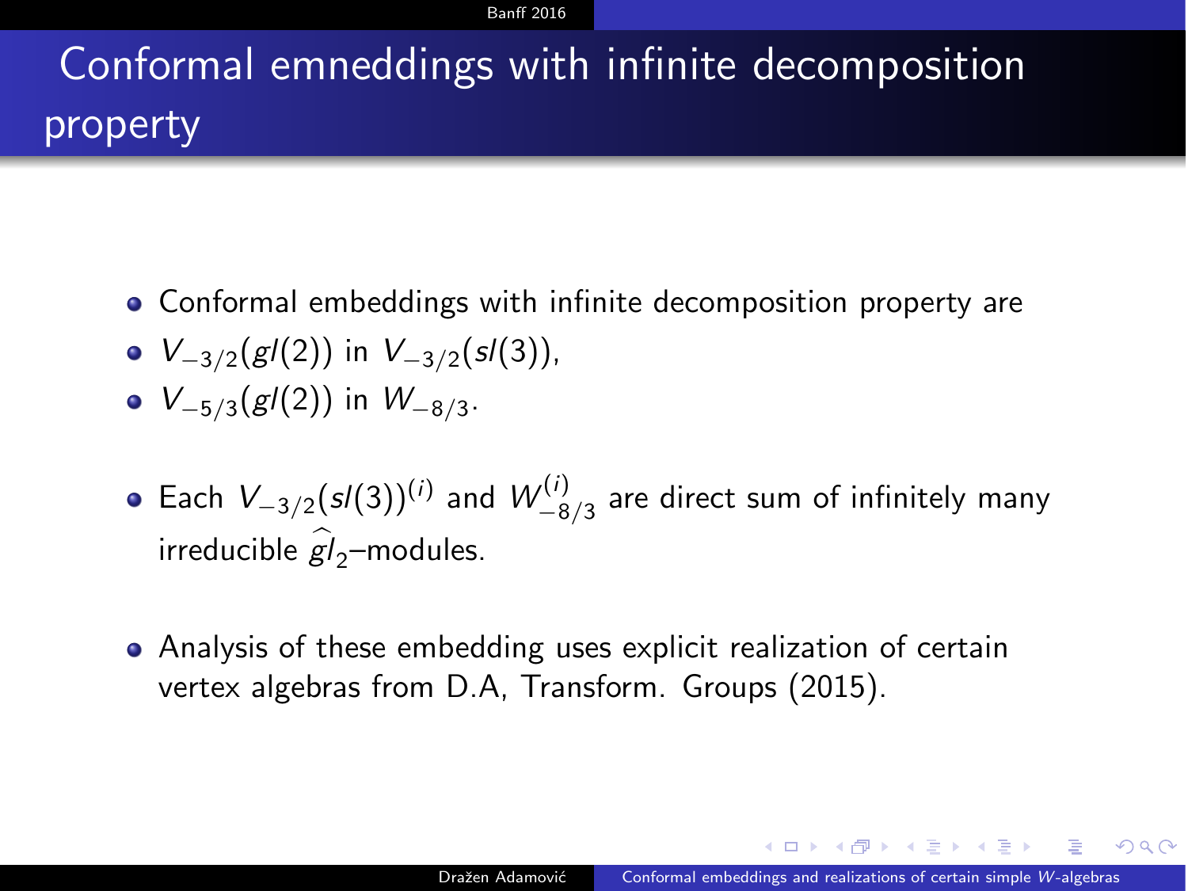# Conformal emneddings with infinite decomposition property

- Conformal embeddings with infinite decomposition property are
- $V_{-3/2}(gl(2))$ in $V_{-3/2}(sl(3))$,
- $V_{-5/3}(gl(2))$ in $W_{-8/3}$.

- Each $V_{-3/2}(sl(3))^{(i)}$ and $W_{-8/3}^{(i)}$ are direct sum of infinitely many irreducible $\widehat{gl}_2$–modules.

- Analysis of these embedding uses explicit realization of certain vertex algebras from D.A, Transform. Groups (2015).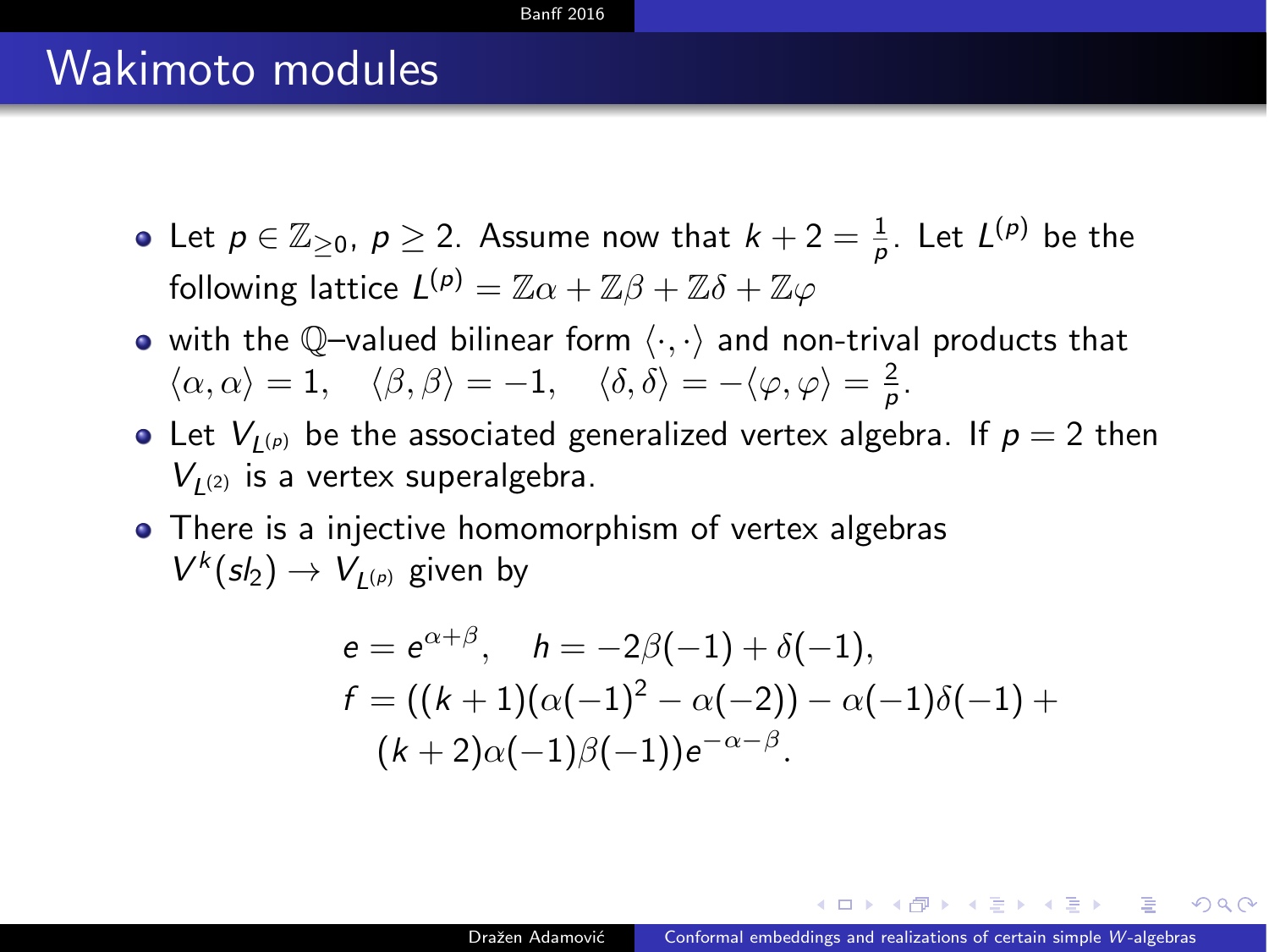# Wakimoto modules

- Let $p \in \mathbb{Z}_{\geq 0}$, $p \geq 2$. Assume now that $k+2 = \frac{1}{p}$. Let $L^{(p)}$ be the following lattice $L^{(p)} = \mathbb{Z}\alpha + \mathbb{Z}\beta + \mathbb{Z}\delta + \mathbb{Z}\varphi$
- with the $\mathbb{Q}$–valued bilinear form $\langle \cdot, \cdot \rangle$ and non-trival products that $\langle \alpha, \alpha \rangle = 1, \quad \langle \beta, \beta \rangle = -1, \quad \langle \delta, \delta \rangle = -\langle \varphi, \varphi \rangle = \frac{2}{p}$.
- Let $V_{L^{(p)}}$ be the associated generalized vertex algebra. If $p = 2$ then $V_{L^{(2)}}$ is a vertex superalgebra.
- There is a injective homomorphism of vertex algebras $V^k(sl_2) \to V_{L^{(p)}}$ given by

$$
\begin{aligned}
&e = e^{\alpha+\beta}, \quad h = -2\beta(-1) + \delta(-1), \\
&f = ((k+1)(\alpha(-1)^2 - \alpha(-2)) - \alpha(-1)\delta(-1) + \\
&\quad (k+2)\alpha(-1)\beta(-1))e^{-\alpha-\beta}.
\end{aligned}
$$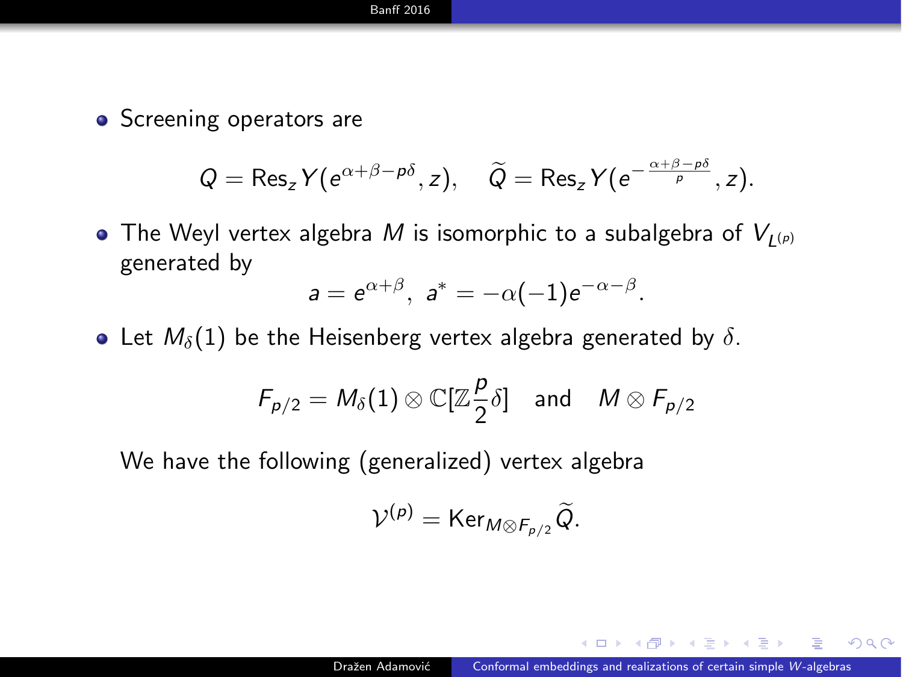- Screening operators are

$$Q = \mathrm{Res}_z Y(e^{\alpha+\beta-p\delta}, z), \quad \widetilde{Q} = \mathrm{Res}_z Y(e^{-\frac{\alpha+\beta-p\delta}{p}}, z).$$

- The Weyl vertex algebra $M$ is isomorphic to a subalgebra of $V_{L^{(p)}}$ generated by

$$a = e^{\alpha+\beta}, \; a^* = -\alpha(-1)e^{-\alpha-\beta}.$$

- Let $M_\delta(1)$ be the Heisenberg vertex algebra generated by $\delta$.

$$F_{p/2} = M_\delta(1) \otimes \mathbb{C}[\mathbb{Z}\frac{p}{2}\delta] \quad \text{and} \quad M \otimes F_{p/2}$$

We have the following (generalized) vertex algebra

$$\mathcal{V}^{(p)} = \mathrm{Ker}_{M \otimes F_{p/2}} \widetilde{Q}.$$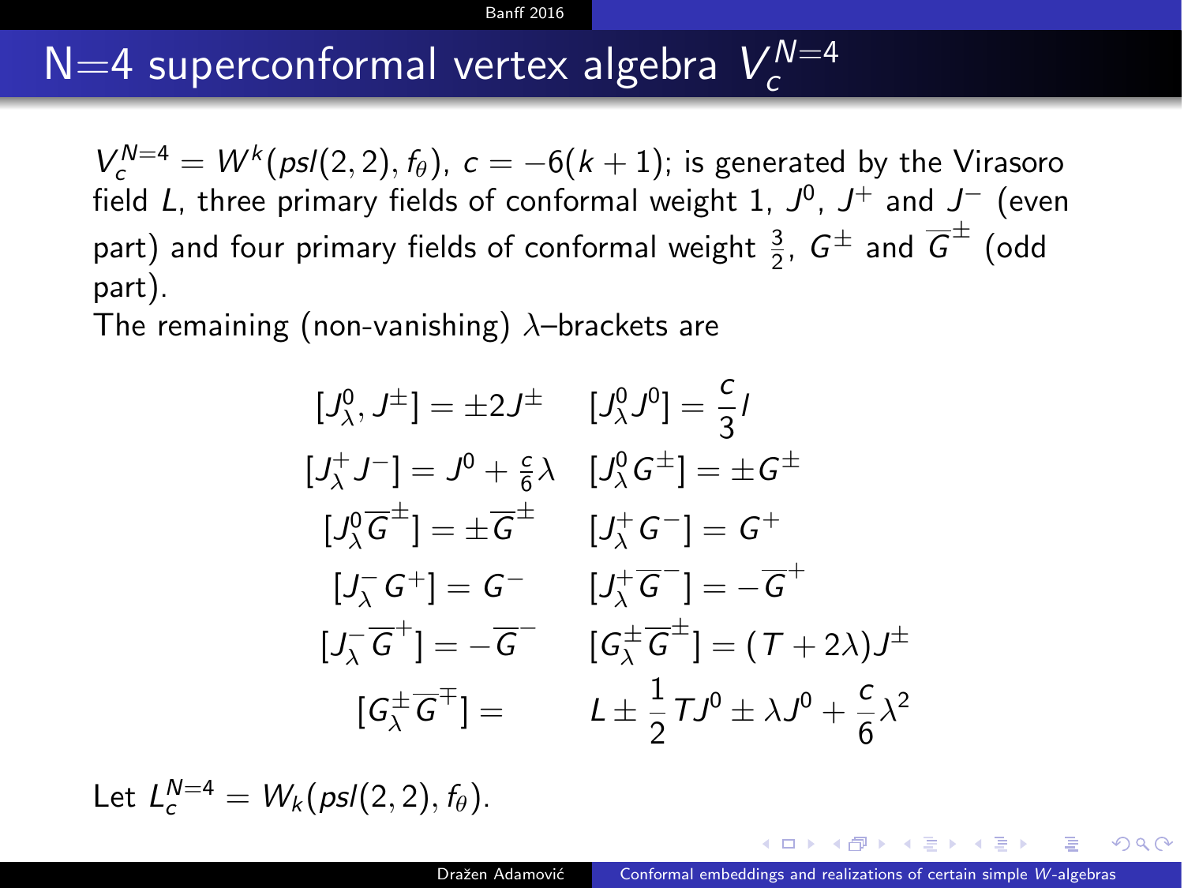# N=4 superconformal vertex algebra $V_c^{N=4}$

$V_c^{N=4} = W^k(psl(2,2), f_\theta)$, $c = -6(k+1)$; is generated by the Virasoro field $L$, three primary fields of conformal weight 1, $J^0$, $J^+$ and $J^-$ (even part) and four primary fields of conformal weight $\frac{3}{2}$, $G^\pm$ and $\overline{G}^\pm$ (odd part).

The remaining (non-vanishing) $\lambda$–brackets are

$$
\begin{array}{ll}
[J^0_\lambda, J^\pm] = \pm 2 J^\pm & [J^0_\lambda J^0] = \dfrac{c}{3} I \\
[J^+_\lambda J^-] = J^0 + \frac{c}{6}\lambda & [J^0_\lambda G^\pm] = \pm G^\pm \\
[J^0_\lambda \overline{G}^\pm] = \pm \overline{G}^\pm & [J^+_\lambda G^-] = G^+ \\
[J^-_\lambda G^+] = G^- & [J^+_\lambda \overline{G}^-] = -\overline{G}^+ \\
[J^-_\lambda \overline{G}^+] = -\overline{G}^- & [G^\pm_\lambda \overline{G}^\pm] = (T + 2\lambda) J^\pm \\
[G^\pm_\lambda \overline{G}^\mp] = & L \pm \dfrac{1}{2} T J^0 \pm \lambda J^0 + \dfrac{c}{6}\lambda^2
\end{array}
$$

Let $L_c^{N=4} = W_k(psl(2,2), f_\theta)$.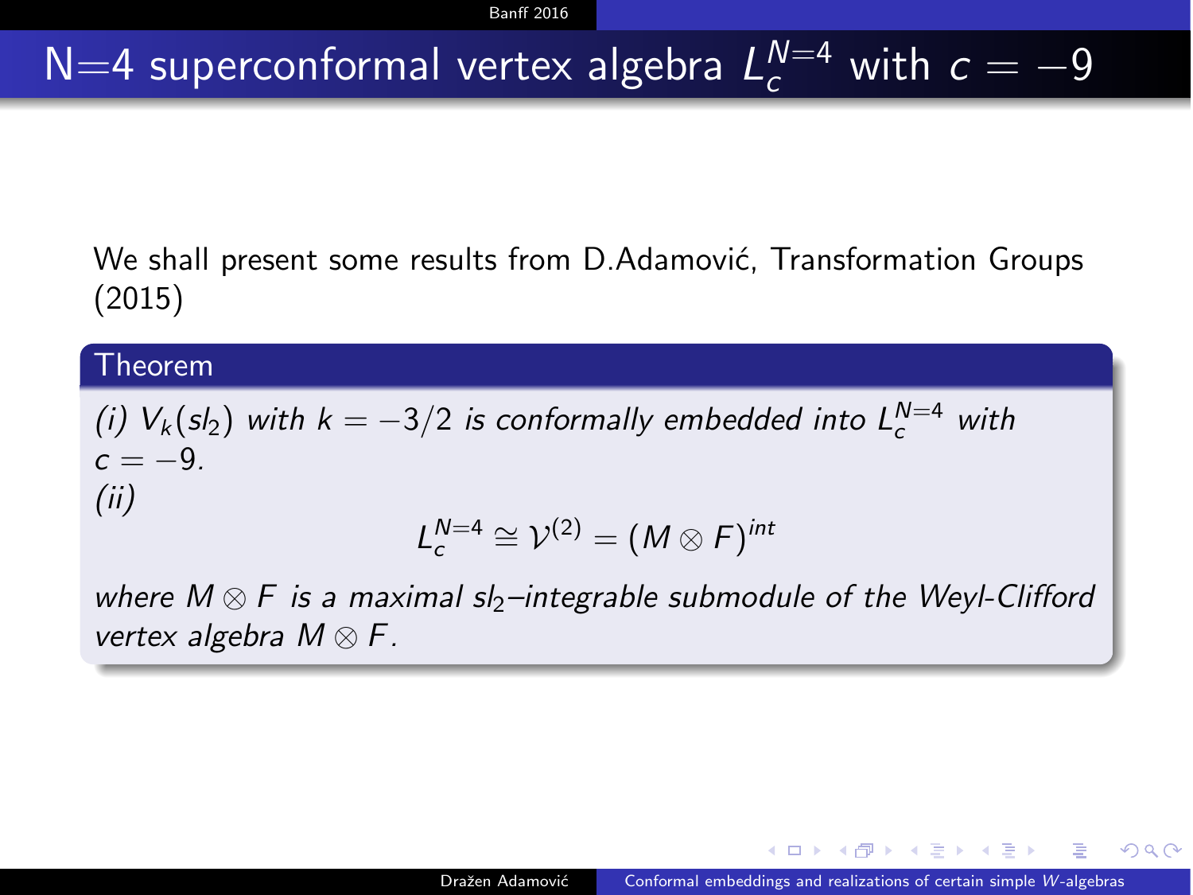# N=4 superconformal vertex algebra $L_c^{N=4}$ with $c = -9$

We shall present some results from D.Adamović, Transformation Groups (2015)

**Theorem**

*(i)* $V_k(sl_2)$ *with* $k = -3/2$ *is conformally embedded into* $L_c^{N=4}$ *with* $c = -9$.

*(ii)*

$$L_c^{N=4} \cong \mathcal{V}^{(2)} = (M \otimes F)^{int}$$

*where* $M \otimes F$ *is a maximal* $sl_2$*–integrable submodule of the Weyl-Clifford vertex algebra* $M \otimes F$.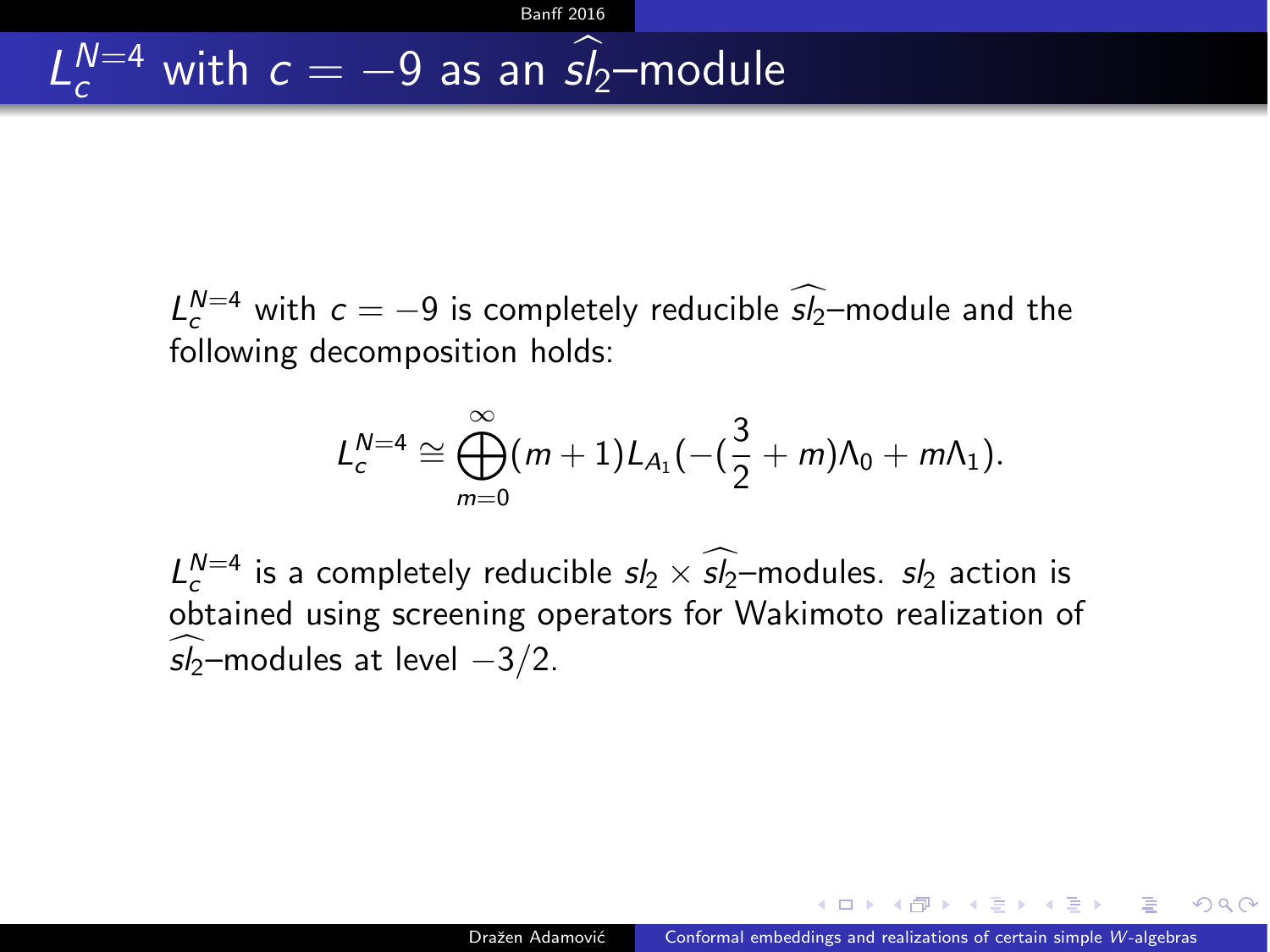# $L_c^{N=4}$ with $c = -9$ as an $\widehat{sl_2}$–module

$L_c^{N=4}$ with $c = -9$ is completely reducible $\widehat{sl_2}$–module and the following decomposition holds:

$$L_c^{N=4} \cong \bigoplus_{m=0}^{\infty} (m+1) L_{A_1}(-(\frac{3}{2}+m)\Lambda_0 + m\Lambda_1).$$

$L_c^{N=4}$ is a completely reducible $sl_2 \times \widehat{sl_2}$–modules. $sl_2$ action is obtained using screening operators for Wakimoto realization of $\widehat{sl_2}$–modules at level $-3/2$.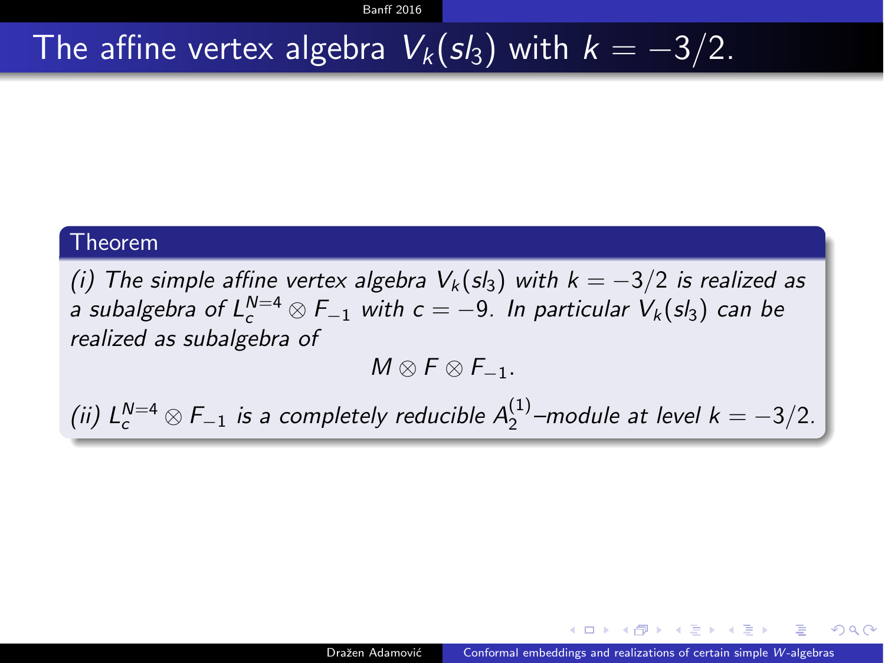# The affine vertex algebra $V_k(sl_3)$ with $k = -3/2$.

**Theorem**

*(i) The simple affine vertex algebra $V_k(sl_3)$ with $k = -3/2$ is realized as a subalgebra of $L_c^{N=4} \otimes F_{-1}$ with $c = -9$. In particular $V_k(sl_3)$ can be realized as subalgebra of*

$$M \otimes F \otimes F_{-1}.$$

*(ii) $L_c^{N=4} \otimes F_{-1}$ is a completely reducible $A_2^{(1)}$–module at level $k = -3/2$.*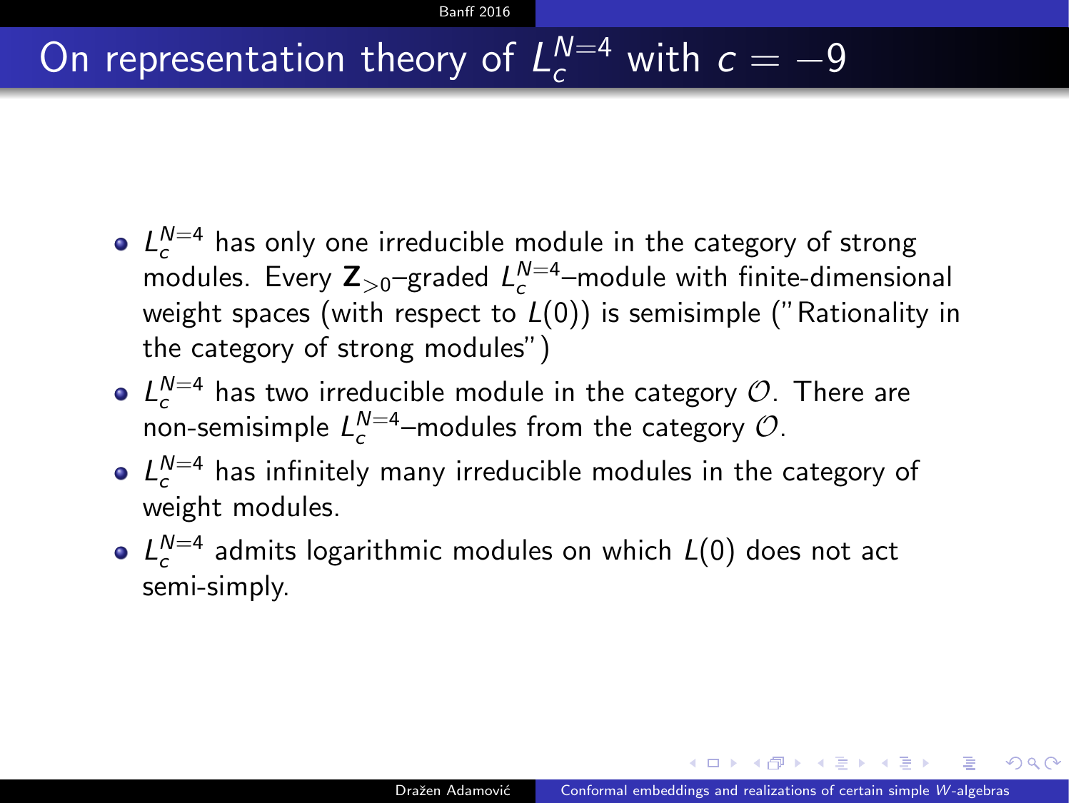# On representation theory of $L_c^{N=4}$ with $c = -9$

- $L_c^{N=4}$ has only one irreducible module in the category of strong modules. Every $\mathbf{Z}_{>0}$–graded $L_c^{N=4}$–module with finite-dimensional weight spaces (with respect to $L(0)$) is semisimple ("Rationality in the category of strong modules")
- $L_c^{N=4}$ has two irreducible module in the category $\mathcal{O}$. There are non-semisimple $L_c^{N=4}$–modules from the category $\mathcal{O}$.
- $L_c^{N=4}$ has infinitely many irreducible modules in the category of weight modules.
- $L_c^{N=4}$ admits logarithmic modules on which $L(0)$ does not act semi-simply.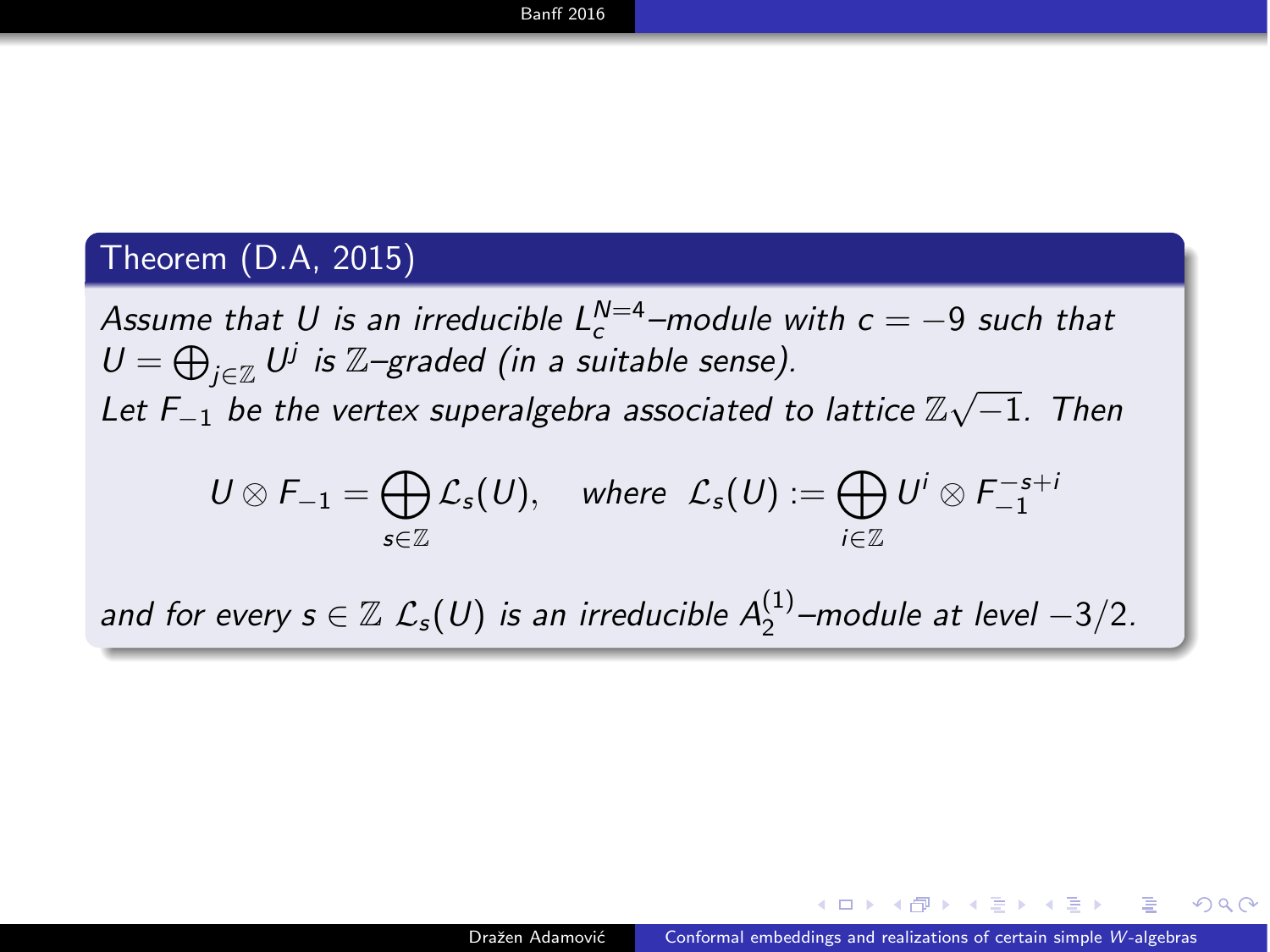**Theorem (D.A, 2015)**

*Assume that $U$ is an irreducible $L_c^{N=4}$–module with $c = -9$ such that $U = \bigoplus_{j \in \mathbb{Z}} U^j$ is $\mathbb{Z}$–graded (in a suitable sense).*
*Let $F_{-1}$ be the vertex superalgebra associated to lattice $\mathbb{Z}\sqrt{-1}$. Then*

$$U \otimes F_{-1} = \bigoplus_{s \in \mathbb{Z}} \mathcal{L}_s(U), \quad \textit{where} \;\; \mathcal{L}_s(U) := \bigoplus_{i \in \mathbb{Z}} U^i \otimes F_{-1}^{-s+i}$$

*and for every $s \in \mathbb{Z}$ $\mathcal{L}_s(U)$ is an irreducible $A_2^{(1)}$–module at level $-3/2$.*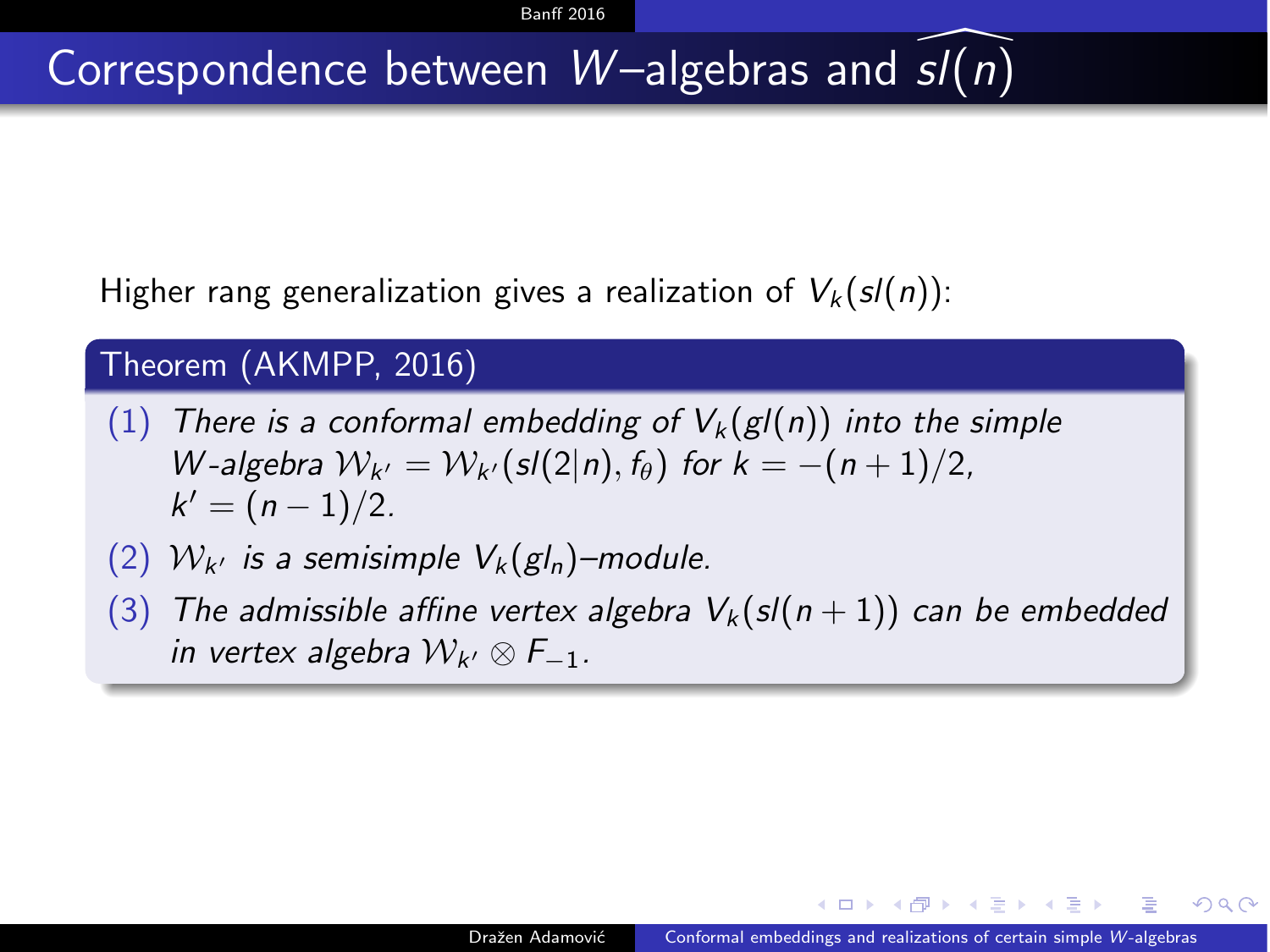# Correspondence between $W$–algebras and $\widehat{sl(n)}$

Higher rang generalization gives a realization of $V_k(sl(n))$:

**Theorem (AKMPP, 2016)**

1. *There is a conformal embedding of $V_k(gl(n))$ into the simple $W$-algebra $\mathcal{W}_{k'} = \mathcal{W}_{k'}(sl(2|n), f_\theta)$ for $k = -(n+1)/2$, $k' = (n-1)/2$.*
2. *$\mathcal{W}_{k'}$ is a semisimple $V_k(gl_n)$–module.*
3. *The admissible affine vertex algebra $V_k(sl(n+1))$ can be embedded in vertex algebra $\mathcal{W}_{k'} \otimes F_{-1}$.*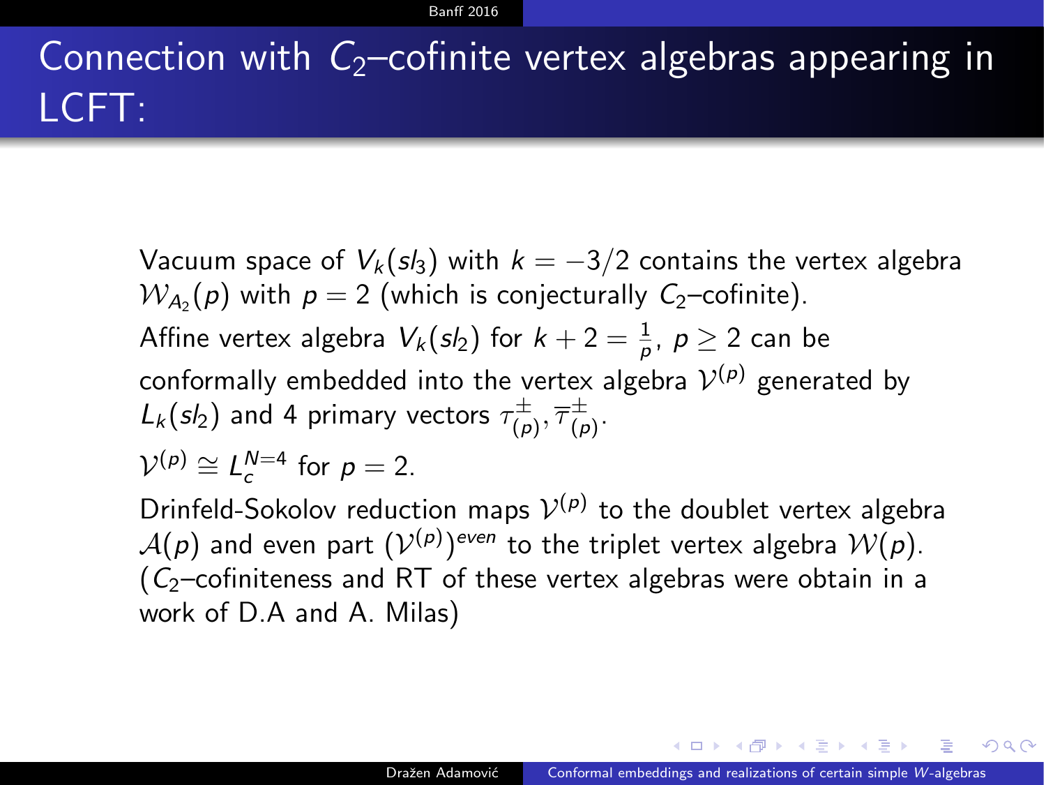# Connection with $C_2$–cofinite vertex algebras appearing in LCFT:

Vacuum space of $V_k(sl_3)$ with $k = -3/2$ contains the vertex algebra $\mathcal{W}_{A_2}(p)$ with $p = 2$ (which is conjecturally $C_2$–cofinite).

Affine vertex algebra $V_k(sl_2)$ for $k + 2 = \frac{1}{p}$, $p \geq 2$ can be conformally embedded into the vertex algebra $\mathcal{V}^{(p)}$ generated by $L_k(sl_2)$ and 4 primary vectors $\tau^{\pm}_{(p)}, \overline{\tau}^{\pm}_{(p)}$.

$\mathcal{V}^{(p)} \cong L_c^{N=4}$ for $p = 2$.

Drinfeld-Sokolov reduction maps $\mathcal{V}^{(p)}$ to the doublet vertex algebra $\mathcal{A}(p)$ and even part $(\mathcal{V}^{(p)})^{even}$ to the triplet vertex algebra $\mathcal{W}(p)$. ($C_2$–cofiniteness and RT of these vertex algebras were obtain in a work of D.A and A. Milas)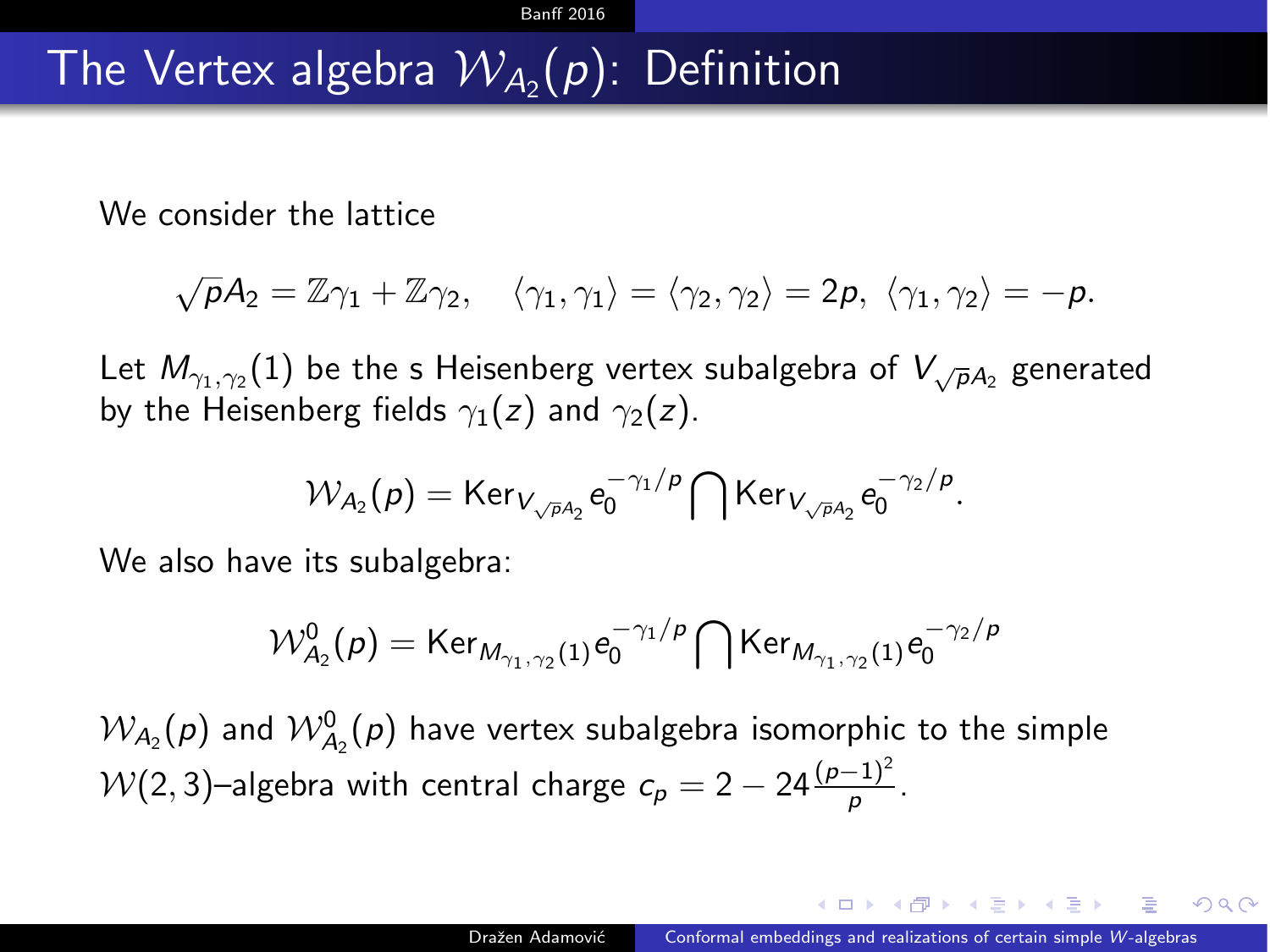# The Vertex algebra $\mathcal{W}_{A_2}(p)$: Definition

We consider the lattice

$$\sqrt{p}A_2 = \mathbb{Z}\gamma_1 + \mathbb{Z}\gamma_2, \quad \langle \gamma_1, \gamma_1 \rangle = \langle \gamma_2, \gamma_2 \rangle = 2p, \ \langle \gamma_1, \gamma_2 \rangle = -p.$$

Let $M_{\gamma_1,\gamma_2}(1)$ be the s Heisenberg vertex subalgebra of $V_{\sqrt{p}A_2}$ generated by the Heisenberg fields $\gamma_1(z)$ and $\gamma_2(z)$.

$$\mathcal{W}_{A_2}(p) = \mathrm{Ker}_{V_{\sqrt{p}A_2}} e_0^{-\gamma_1/p} \bigcap \mathrm{Ker}_{V_{\sqrt{p}A_2}} e_0^{-\gamma_2/p}.$$

We also have its subalgebra:

$$\mathcal{W}^0_{A_2}(p) = \mathrm{Ker}_{M_{\gamma_1,\gamma_2}(1)} e_0^{-\gamma_1/p} \bigcap \mathrm{Ker}_{M_{\gamma_1,\gamma_2}(1)} e_0^{-\gamma_2/p}$$

$\mathcal{W}_{A_2}(p)$ and $\mathcal{W}^0_{A_2}(p)$ have vertex subalgebra isomorphic to the simple $\mathcal{W}(2,3)$–algebra with central charge $c_p = 2 - 24\frac{(p-1)^2}{p}$.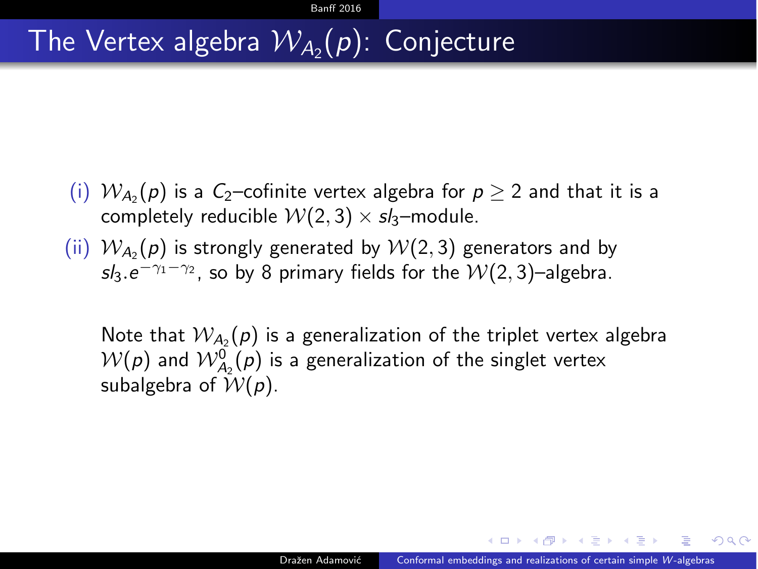# The Vertex algebra $\mathcal{W}_{A_2}(p)$: Conjecture

(i) $\mathcal{W}_{A_2}(p)$ is a $C_2$–cofinite vertex algebra for $p \geq 2$ and that it is a completely reducible $\mathcal{W}(2,3) \times sl_3$–module.

(ii) $\mathcal{W}_{A_2}(p)$ is strongly generated by $\mathcal{W}(2,3)$ generators and by $sl_3.e^{-\gamma_1-\gamma_2}$, so by 8 primary fields for the $\mathcal{W}(2,3)$–algebra.

Note that $\mathcal{W}_{A_2}(p)$ is a generalization of the triplet vertex algebra $\mathcal{W}(p)$ and $\mathcal{W}^0_{A_2}(p)$ is a generalization of the singlet vertex subalgebra of $\mathcal{W}(p)$.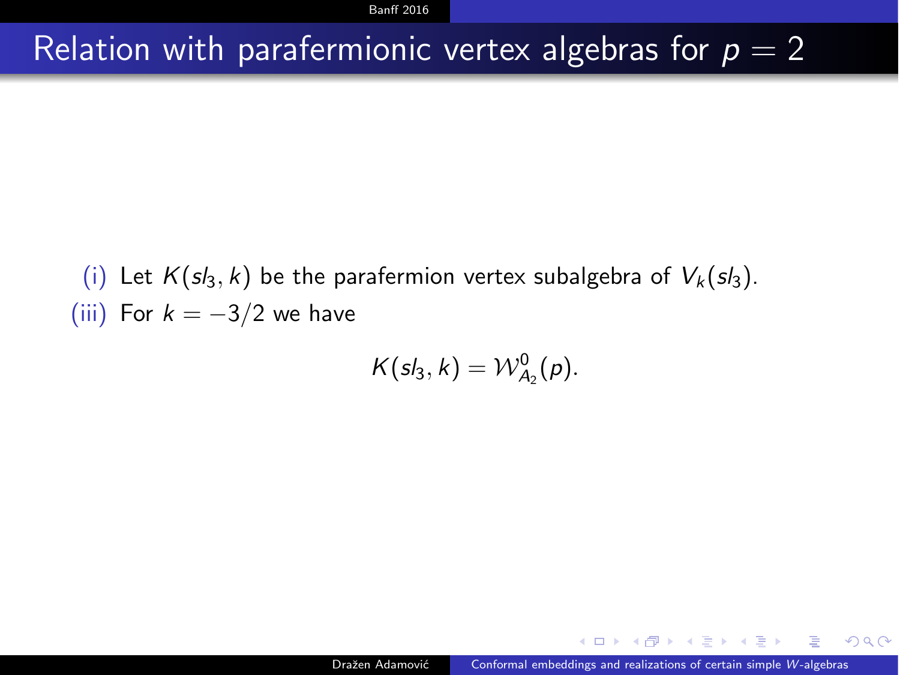# Relation with parafermionic vertex algebras for $p = 2$

(i) Let $K(sl_3, k)$ be the parafermion vertex subalgebra of $V_k(sl_3)$.

(iii) For $k = -3/2$ we have

$$K(sl_3, k) = \mathcal{W}^0_{A_2}(p).$$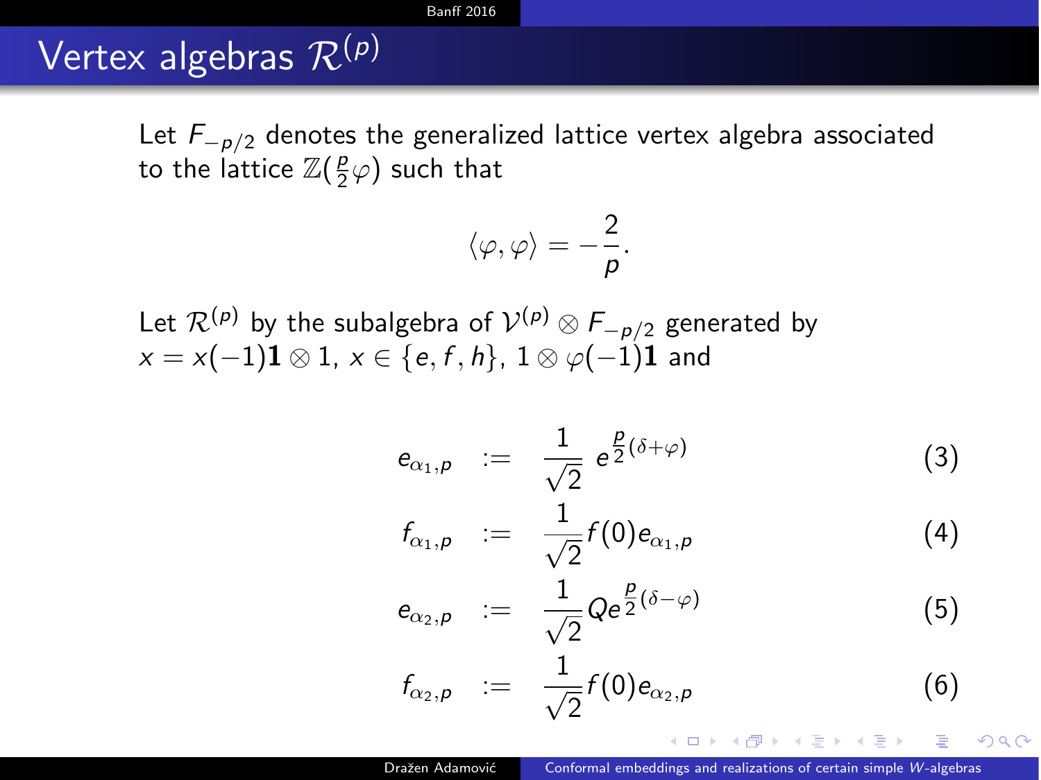# Vertex algebras $\mathcal{R}^{(p)}$

Let $F_{-p/2}$ denotes the generalized lattice vertex algebra associated to the lattice $\mathbb{Z}(\frac{p}{2}\varphi)$ such that

$$\langle \varphi, \varphi \rangle = -\frac{2}{p}.$$

Let $\mathcal{R}^{(p)}$ by the subalgebra of $\mathcal{V}^{(p)} \otimes F_{-p/2}$ generated by $x = x(-1)\mathbf{1} \otimes 1$, $x \in \{e, f, h\}$, $1 \otimes \varphi(-1)\mathbf{1}$ and

$$e_{\alpha_1,p} := \frac{1}{\sqrt{2}} \, e^{\frac{p}{2}(\delta+\varphi)} \tag{3}$$

$$f_{\alpha_1,p} := \frac{1}{\sqrt{2}} f(0) e_{\alpha_1,p} \tag{4}$$

$$e_{\alpha_2,p} := \frac{1}{\sqrt{2}} Q e^{\frac{p}{2}(\delta-\varphi)} \tag{5}$$

$$f_{\alpha_2,p} := \frac{1}{\sqrt{2}} f(0) e_{\alpha_2,p} \tag{6}$$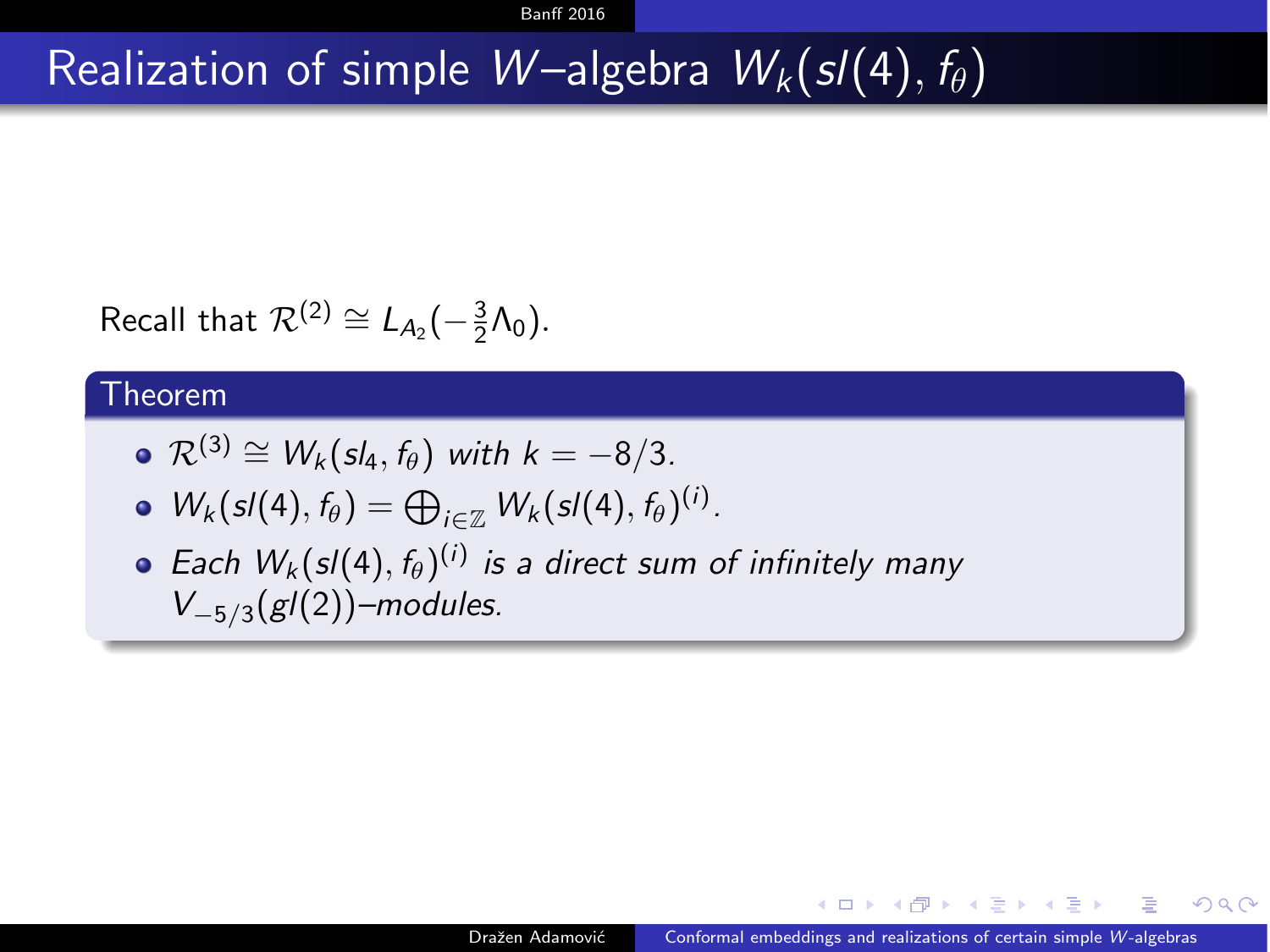# Realization of simple $W$–algebra $W_k(sl(4), f_\theta)$

Recall that $\mathcal{R}^{(2)} \cong L_{A_2}(-\frac{3}{2}\Lambda_0)$.

**Theorem**

- *$\mathcal{R}^{(3)} \cong W_k(sl_4, f_\theta)$ with $k = -8/3$.*
- *$W_k(sl(4), f_\theta) = \bigoplus_{i \in \mathbb{Z}} W_k(sl(4), f_\theta)^{(i)}$.*
- *Each $W_k(sl(4), f_\theta)^{(i)}$ is a direct sum of infinitely many $V_{-5/3}(gl(2))$–modules.*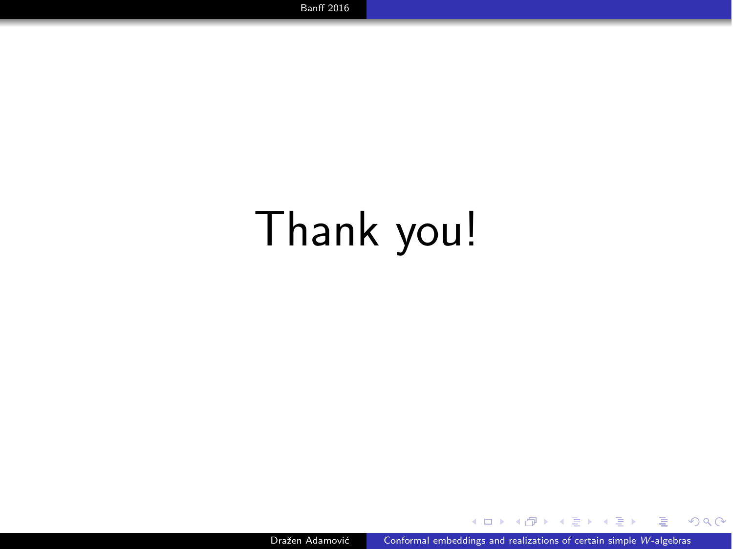# Thank you!